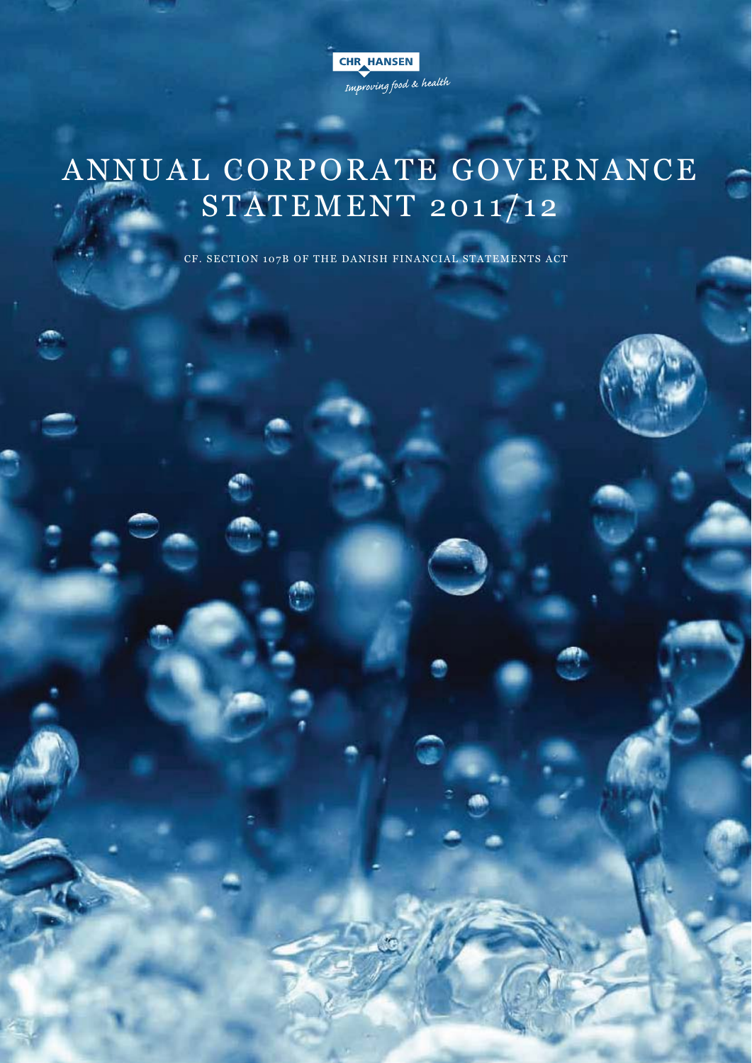CHR HANSEN

*Improving food & health*

# ANNUAL CORPORATE GOVERNANCE STATEMENT 2011/12

CF. SECTION 107B OF THE DANISH FINANCIAL STATEMENTS ACT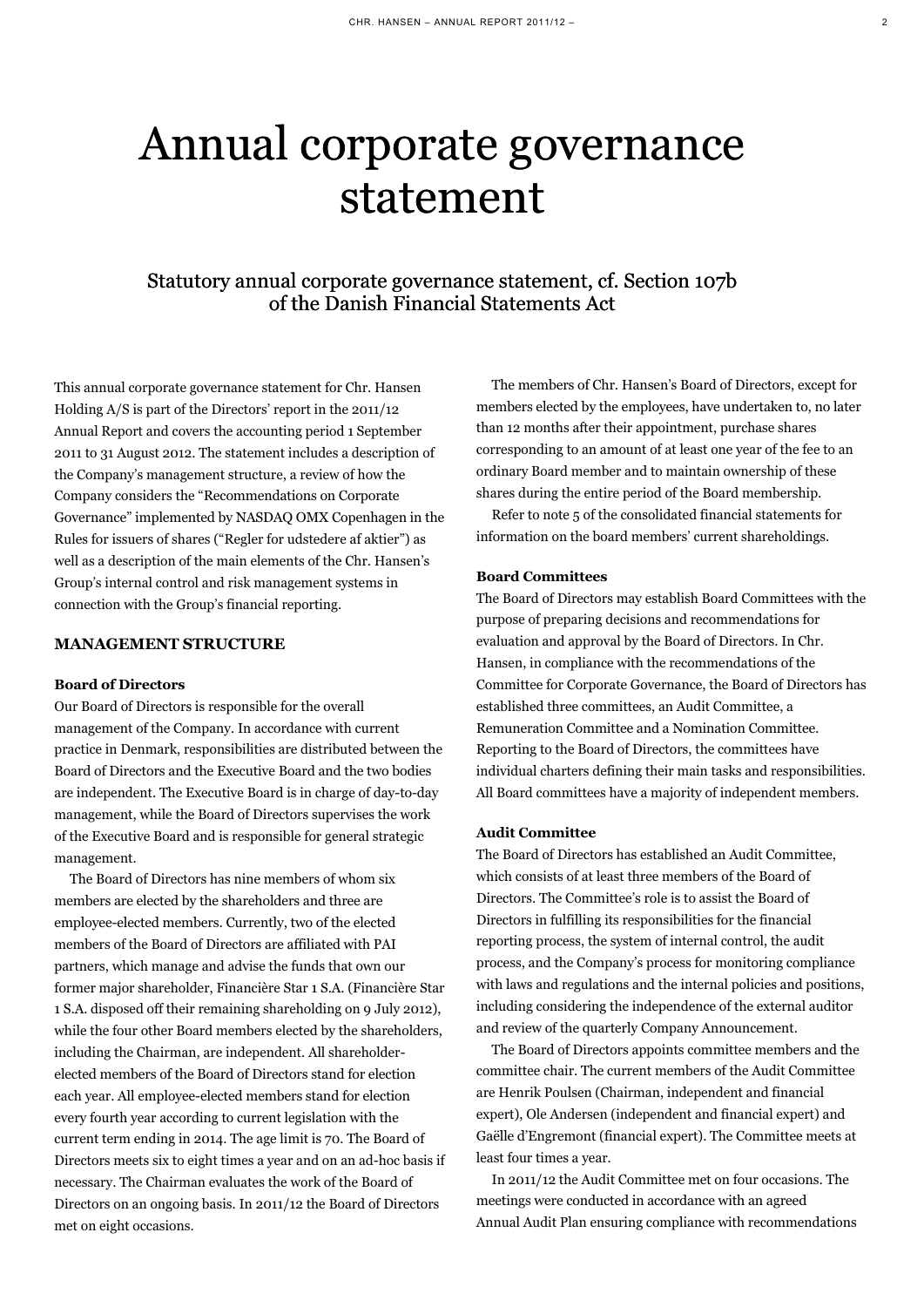# Annual corporate governance statement

## Statutory annual corporate governance statement, cf. Section 107b of the Danish Financial Statements Act

This annual corporate governance statement for Chr. Hansen Holding A/S is part of the Directors' report in the 2011/12 Annual Report and covers the accounting period 1 September 2011 to 31 August 2012. The statement includes a description of the Company's management structure, a review of how the Company considers the "Recommendations on Corporate Governance" implemented by NASDAQ OMX Copenhagen in the Rules for issuers of shares ("Regler for udstedere af aktier") as well as a description of the main elements of the Chr. Hansen's Group's internal control and risk management systems in connection with the Group's financial reporting.

### MANAGEMENT STRUCTURE

**Board of Directors**

Our Board of Directors is responsible for the overall management of the Company. In accordance with current practice in Denmark, responsibilities are distributed between the Board of Directors and the Executive Board and the two bodies are independent. The Executive Board is in charge of day-to-day management, while the Board of Directors supervises the work of the Executive Board and is responsible for general strategic management.

The Board of Directors has nine members of whom six members are elected by the shareholders and three are employee-elected members. Currently, two of the elected members of the Board of Directors are affiliated with PAI partners, which manage and advise the funds that own our former major shareholder, Financière Star 1 S.A. (Financière Star 1 S.A. disposed off their remaining shareholding on 9 July 2012), while the four other Board members elected by the shareholders, including the Chairman, are independent. All shareholder-elected members of the Board of Directors stand for election each year. All employee-elected members stand for election every fourth year according to current legislation with the current term ending in 2014. The age limit is 70. The Board of Directors meets six to eight times a year and on an ad-hoc basis if necessary. The Chairman evaluates the work of the Board of Directors on an ongoing basis. In 2011/12 the Board of Directors met on eight occasions.

The members of Chr. Hansen's Board of Directors, except for members elected by the employees, have undertaken to, no later than 12 months after their appointment, purchase shares corresponding to an amount of at least one year of the fee to an ordinary Board member and to maintain ownership of these shares during the entire period of the Board membership.

Refer to note 5 of the consolidated financial statements for information on the board members' current shareholdings.

**Board Committees**

The Board of Directors may establish Board Committees with the purpose of preparing decisions and recommendations for evaluation and approval by the Board of Directors. In Chr. Hansen, in compliance with the recommendations of the Committee for Corporate Governance, the Board of Directors has established three committees, an Audit Committee, a Remuneration Committee and a Nomination Committee. Reporting to the Board of Directors, the committees have individual charters defining their main tasks and responsibilities. All Board committees have a majority of independent members.

**Audit Committee**

The Board of Directors has established an Audit Committee, which consists of at least three members of the Board of Directors. The Committee's role is to assist the Board of Directors in fulfilling its responsibilities for the financial reporting process, the system of internal control, the audit process, and the Company's process for monitoring compliance with laws and regulations and the internal policies and positions, including considering the independence of the external auditor and review of the quarterly Company Announcement.

The Board of Directors appoints committee members and the committee chair. The current members of the Audit Committee are Henrik Poulsen (Chairman, independent and financial expert), Ole Andersen (independent and financial expert) and Gaëlle d'Engremont (financial expert). The Committee meets at least four times a year.

In 2011/12 the Audit Committee met on four occasions. The meetings were conducted in accordance with an agreed Annual Audit Plan ensuring compliance with recommendations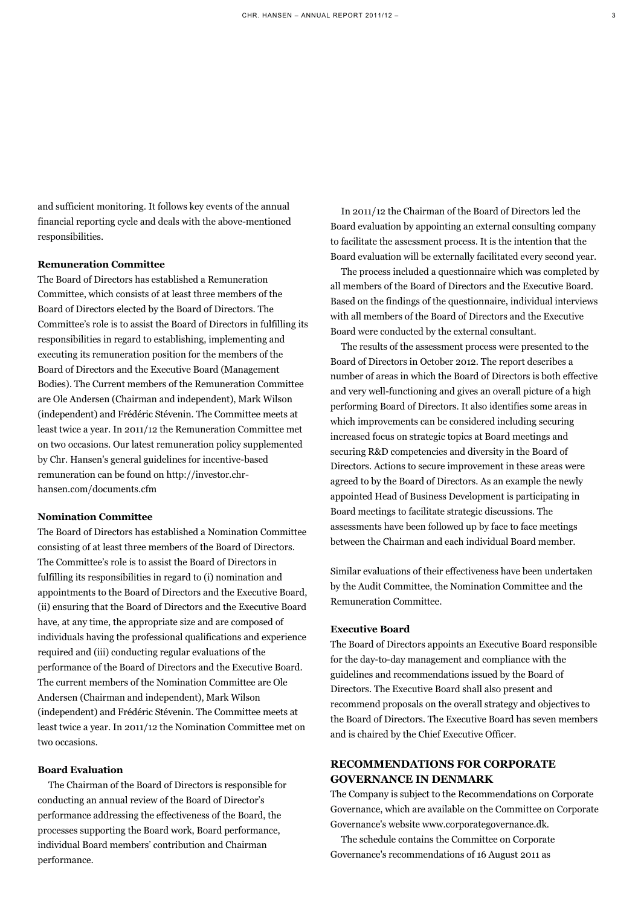and sufficient monitoring. It follows key events of the annual financial reporting cycle and deals with the above-mentioned responsibilities.

### Remuneration Committee

The Board of Directors has established a Remuneration Committee, which consists of at least three members of the Board of Directors elected by the Board of Directors. The Committee's role is to assist the Board of Directors in fulfilling its responsibilities in regard to establishing, implementing and executing its remuneration position for the members of the Board of Directors and the Executive Board (Management Bodies). The Current members of the Remuneration Committee are Ole Andersen (Chairman and independent), Mark Wilson (independent) and Frédéric Stévenin. The Committee meets at least twice a year. In 2011/12 the Remuneration Committee met on two occasions. Our latest remuneration policy supplemented by Chr. Hansen's general guidelines for incentive-based remuneration can be found on http://investor.chr-hansen.com/documents.cfm

### Nomination Committee

The Board of Directors has established a Nomination Committee consisting of at least three members of the Board of Directors. The Committee's role is to assist the Board of Directors in fulfilling its responsibilities in regard to (i) nomination and appointments to the Board of Directors and the Executive Board, (ii) ensuring that the Board of Directors and the Executive Board have, at any time, the appropriate size and are composed of individuals having the professional qualifications and experience required and (iii) conducting regular evaluations of the performance of the Board of Directors and the Executive Board. The current members of the Nomination Committee are Ole Andersen (Chairman and independent), Mark Wilson (independent) and Frédéric Stévenin. The Committee meets at least twice a year. In 2011/12 the Nomination Committee met on two occasions.

### Board Evaluation

The Chairman of the Board of Directors is responsible for conducting an annual review of the Board of Director's performance addressing the effectiveness of the Board, the processes supporting the Board work, Board performance, individual Board members' contribution and Chairman performance.

In 2011/12 the Chairman of the Board of Directors led the Board evaluation by appointing an external consulting company to facilitate the assessment process. It is the intention that the Board evaluation will be externally facilitated every second year.

The process included a questionnaire which was completed by all members of the Board of Directors and the Executive Board. Based on the findings of the questionnaire, individual interviews with all members of the Board of Directors and the Executive Board were conducted by the external consultant.

The results of the assessment process were presented to the Board of Directors in October 2012. The report describes a number of areas in which the Board of Directors is both effective and very well-functioning and gives an overall picture of a high performing Board of Directors. It also identifies some areas in which improvements can be considered including securing increased focus on strategic topics at Board meetings and securing R&D competencies and diversity in the Board of Directors. Actions to secure improvement in these areas were agreed to by the Board of Directors. As an example the newly appointed Head of Business Development is participating in Board meetings to facilitate strategic discussions. The assessments have been followed up by face to face meetings between the Chairman and each individual Board member.

Similar evaluations of their effectiveness have been undertaken by the Audit Committee, the Nomination Committee and the Remuneration Committee.

### Executive Board

The Board of Directors appoints an Executive Board responsible for the day-to-day management and compliance with the guidelines and recommendations issued by the Board of Directors. The Executive Board shall also present and recommend proposals on the overall strategy and objectives to the Board of Directors. The Executive Board has seven members and is chaired by the Chief Executive Officer.

## RECOMMENDATIONS FOR CORPORATE GOVERNANCE IN DENMARK

The Company is subject to the Recommendations on Corporate Governance, which are available on the Committee on Corporate Governance's website www.corporategovernance.dk.

The schedule contains the Committee on Corporate Governance's recommendations of 16 August 2011 as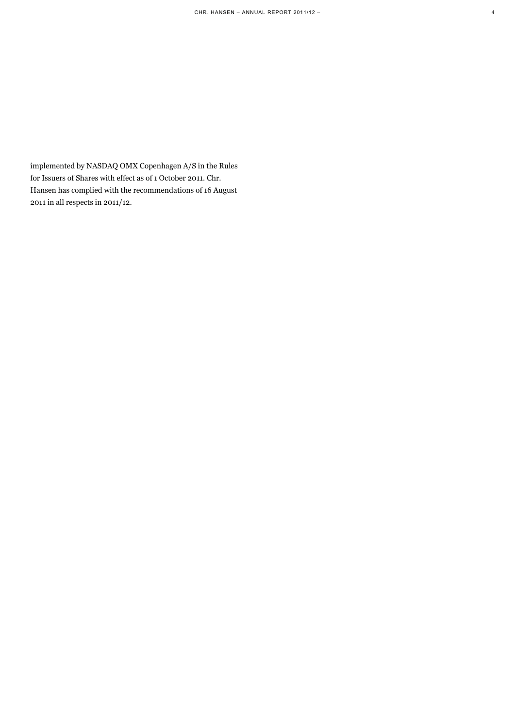implemented by NASDAQ OMX Copenhagen A/S in the Rules for Issuers of Shares with effect as of 1 October 2011. Chr. Hansen has complied with the recommendations of 16 August 2011 in all respects in 2011/12.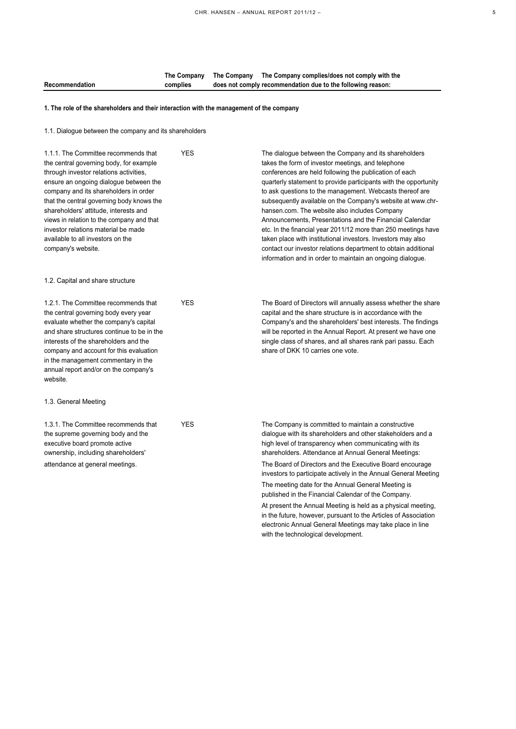| Recommendation | The Company complies | The Company does not comply | The Company complies/does not comply with the recommendation due to the following reason: |
|---|---|---|---|
| **1. The role of the shareholders and their interaction with the management of the company** | | | |
| 1.1. Dialogue between the company and its shareholders | | | |
| 1.1.1. The Committee recommends that the central governing body, for example through investor relations activities, ensure an ongoing dialogue between the company and its shareholders in order that the central governing body knows the shareholders' attitude, interests and views in relation to the company and that investor relations material be made available to all investors on the company's website. | YES | | The dialogue between the Company and its shareholders takes the form of investor meetings, and telephone conferences are held following the publication of each quarterly statement to provide participants with the opportunity to ask questions to the management. Webcasts thereof are subsequently available on the Company's website at www.chr-hansen.com. The website also includes Company Announcements, Presentations and the Financial Calendar etc. In the financial year 2011/12 more than 250 meetings have taken place with institutional investors. Investors may also contact our investor relations department to obtain additional information and in order to maintain an ongoing dialogue. |
| 1.2. Capital and share structure | | | |
| 1.2.1. The Committee recommends that the central governing body every year evaluate whether the company's capital and share structures continue to be in the interests of the shareholders and the company and account for this evaluation in the management commentary in the annual report and/or on the company's website. | YES | | The Board of Directors will annually assess whether the share capital and the share structure is in accordance with the Company's and the shareholders' best interests. The findings will be reported in the Annual Report. At present we have one single class of shares, and all shares rank pari passu. Each share of DKK 10 carries one vote. |
| 1.3. General Meeting | | | |
| 1.3.1. The Committee recommends that the supreme governing body and the executive board promote active ownership, including shareholders' attendance at general meetings. | YES | | The Company is committed to maintain a constructive dialogue with its shareholders and other stakeholders and a high level of transparency when communicating with its shareholders. Attendance at Annual General Meetings: The Board of Directors and the Executive Board encourage investors to participate actively in the Annual General Meeting The meeting date for the Annual General Meeting is published in the Financial Calendar of the Company. At present the Annual Meeting is held as a physical meeting, in the future, however, pursuant to the Articles of Association electronic Annual General Meetings may take place in line with the technological development. |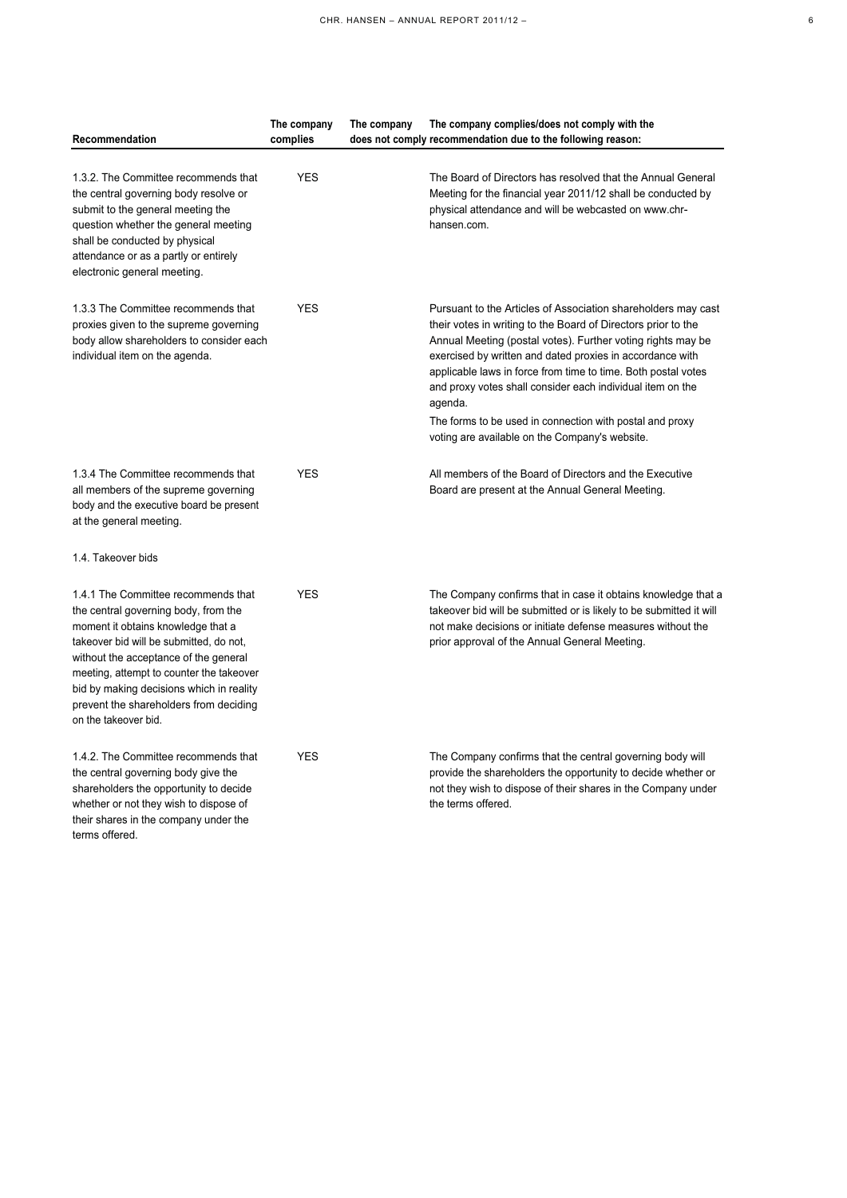| Recommendation | The company complies | The company does not comply | The company complies/does not comply with the recommendation due to the following reason: |
|---|---|---|---|
| 1.3.2. The Committee recommends that the central governing body resolve or submit to the general meeting the question whether the general meeting shall be conducted by physical attendance or as a partly or entirely electronic general meeting. | YES | | The Board of Directors has resolved that the Annual General Meeting for the financial year 2011/12 shall be conducted by physical attendance and will be webcasted on www.chr-hansen.com. |
| 1.3.3 The Committee recommends that proxies given to the supreme governing body allow shareholders to consider each individual item on the agenda. | YES | | Pursuant to the Articles of Association shareholders may cast their votes in writing to the Board of Directors prior to the Annual Meeting (postal votes). Further voting rights may be exercised by written and dated proxies in accordance with applicable laws in force from time to time. Both postal votes and proxy votes shall consider each individual item on the agenda. The forms to be used in connection with postal and proxy voting are available on the Company's website. |
| 1.3.4 The Committee recommends that all members of the supreme governing body and the executive board be present at the general meeting. | YES | | All members of the Board of Directors and the Executive Board are present at the Annual General Meeting. |
| 1.4. Takeover bids | | | |
| 1.4.1 The Committee recommends that the central governing body, from the moment it obtains knowledge that a takeover bid will be submitted, do not, without the acceptance of the general meeting, attempt to counter the takeover bid by making decisions which in reality prevent the shareholders from deciding on the takeover bid. | YES | | The Company confirms that in case it obtains knowledge that a takeover bid will be submitted or is likely to be submitted it will not make decisions or initiate defense measures without the prior approval of the Annual General Meeting. |
| 1.4.2. The Committee recommends that the central governing body give the shareholders the opportunity to decide whether or not they wish to dispose of their shares in the company under the terms offered. | YES | | The Company confirms that the central governing body will provide the shareholders the opportunity to decide whether or not they wish to dispose of their shares in the Company under the terms offered. |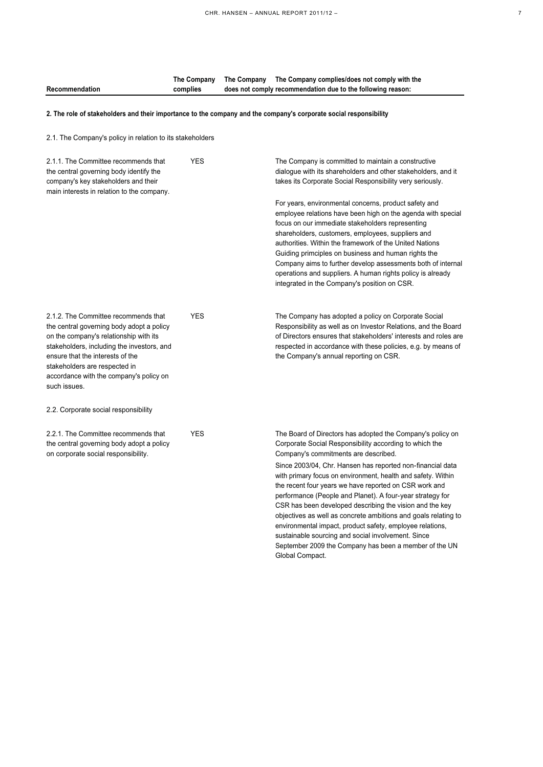| Recommendation | The Company complies | The Company does not comply | The Company complies/does not comply with the recommendation due to the following reason: |
|---|---|---|---|
| **2. The role of stakeholders and their importance to the company and the company's corporate social responsibility** | | | |
| 2.1. The Company's policy in relation to its stakeholders | | | |
| 2.1.1. The Committee recommends that the central governing body identify the company's key stakeholders and their main interests in relation to the company. | YES | | The Company is committed to maintain a constructive dialogue with its shareholders and other stakeholders, and it takes its Corporate Social Responsibility very seriously.<br><br>For years, environmental concerns, product safety and employee relations have been high on the agenda with special focus on our immediate stakeholders representing shareholders, customers, employees, suppliers and authorities. Within the framework of the United Nations Guiding primciples on business and human rights the Company aims to further develop assessments both of internal operations and suppliers. A human rights policy is already integrated in the Company's position on CSR. |
| 2.1.2. The Committee recommends that the central governing body adopt a policy on the company's relationship with its stakeholders, including the investors, and ensure that the interests of the stakeholders are respected in accordance with the company's policy on such issues. | YES | | The Company has adopted a policy on Corporate Social Responsibility as well as on Investor Relations, and the Board of Directors ensures that stakeholders' interests and roles are respected in accordance with these policies, e.g. by means of the Company's annual reporting on CSR. |
| 2.2. Corporate social responsibility | | | |
| 2.2.1. The Committee recommends that the central governing body adopt a policy on corporate social responsibility. | YES | | The Board of Directors has adopted the Company's policy on Corporate Social Responsibility according to which the Company's commitments are described.<br>Since 2003/04, Chr. Hansen has reported non-financial data with primary focus on environment, health and safety. Within the recent four years we have reported on CSR work and performance (People and Planet). A four-year strategy for CSR has been developed describing the vision and the key objectives as well as concrete ambitions and goals relating to environmental impact, product safety, employee relations, sustainable sourcing and social involvement. Since September 2009 the Company has been a member of the UN Global Compact. |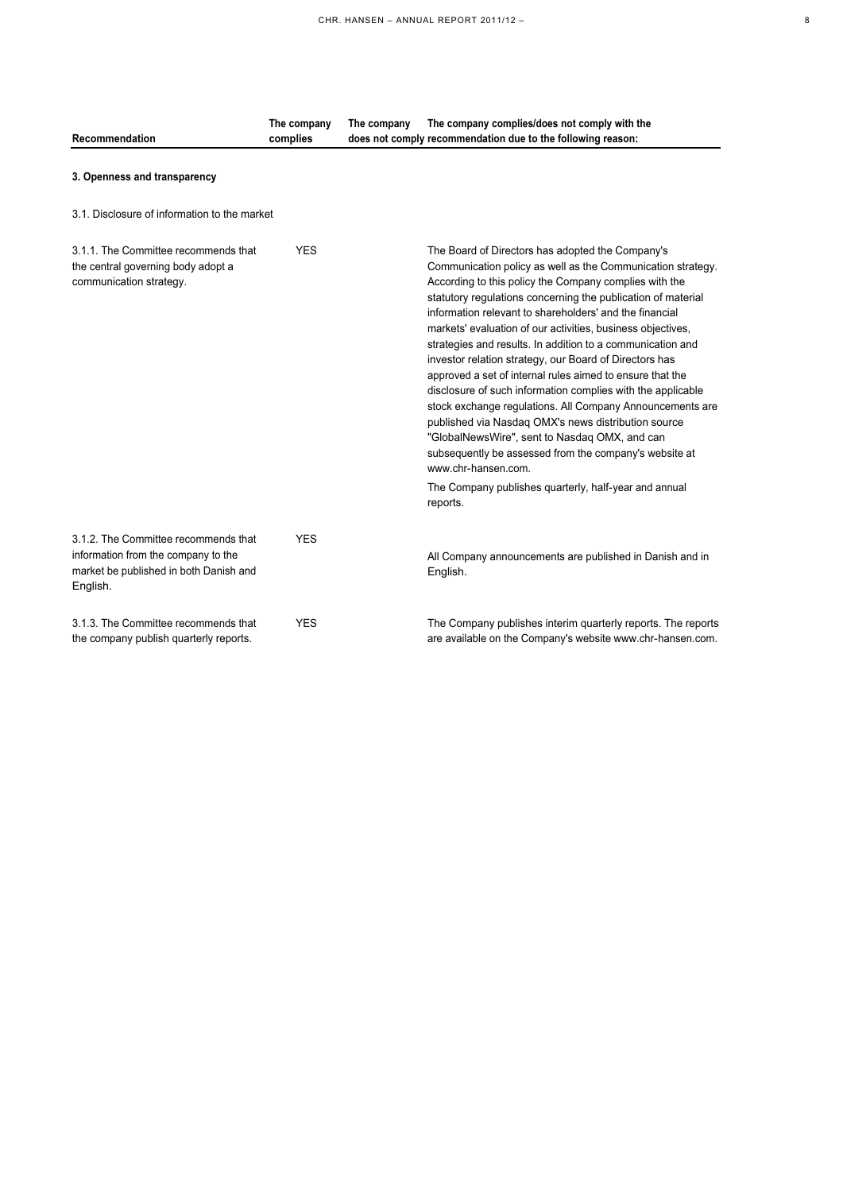| Recommendation | The company complies | The company does not comply | The company complies/does not comply with the recommendation due to the following reason: |
|---|---|---|---|
| **3. Openness and transparency** | | | |
| 3.1. Disclosure of information to the market | | | |
| 3.1.1. The Committee recommends that the central governing body adopt a communication strategy. | YES | | The Board of Directors has adopted the Company's Communication policy as well as the Communication strategy. According to this policy the Company complies with the statutory regulations concerning the publication of material information relevant to shareholders' and the financial markets' evaluation of our activities, business objectives, strategies and results. In addition to a communication and investor relation strategy, our Board of Directors has approved a set of internal rules aimed to ensure that the disclosure of such information complies with the applicable stock exchange regulations. All Company Announcements are published via Nasdaq OMX's news distribution source "GlobalNewsWire", sent to Nasdaq OMX, and can subsequently be assessed from the company's website at www.chr-hansen.com. The Company publishes quarterly, half-year and annual reports. |
| 3.1.2. The Committee recommends that information from the company to the market be published in both Danish and English. | YES | | All Company announcements are published in Danish and in English. |
| 3.1.3. The Committee recommends that the company publish quarterly reports. | YES | | The Company publishes interim quarterly reports. The reports are available on the Company's website www.chr-hansen.com. |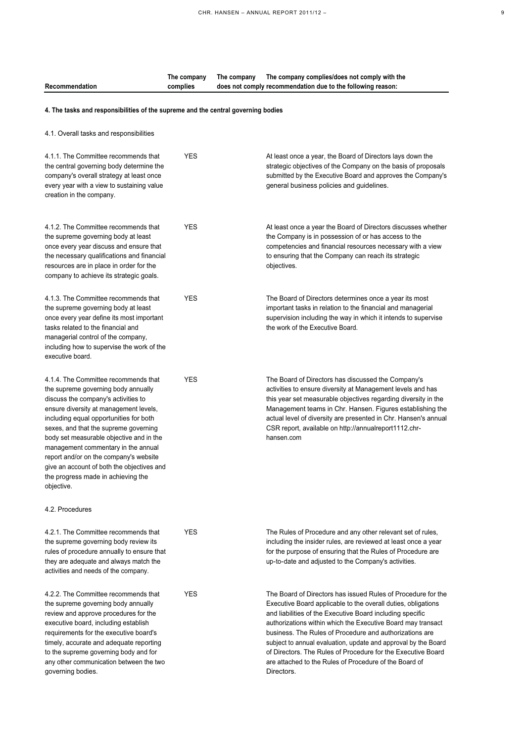| Recommendation | The company complies | The company does not comply | The company complies/does not comply with the recommendation due to the following reason: |
|---|---|---|---|
| **4. The tasks and responsibilities of the supreme and the central governing bodies** | | | |
| 4.1. Overall tasks and responsibilities | | | |
| 4.1.1. The Committee recommends that the central governing body determine the company's overall strategy at least once every year with a view to sustaining value creation in the company. | YES | | At least once a year, the Board of Directors lays down the strategic objectives of the Company on the basis of proposals submitted by the Executive Board and approves the Company's general business policies and guidelines. |
| 4.1.2. The Committee recommends that the supreme governing body at least once every year discuss and ensure that the necessary qualifications and financial resources are in place in order for the company to achieve its strategic goals. | YES | | At least once a year the Board of Directors discusses whether the Company is in possession of or has access to the competencies and financial resources necessary with a view to ensuring that the Company can reach its strategic objectives. |
| 4.1.3. The Committee recommends that the supreme governing body at least once every year define its most important tasks related to the financial and managerial control of the company, including how to supervise the work of the executive board. | YES | | The Board of Directors determines once a year its most important tasks in relation to the financial and managerial supervision including the way in which it intends to supervise the work of the Executive Board. |
| 4.1.4. The Committee recommends that the supreme governing body annually discuss the company's activities to ensure diversity at management levels, including equal opportunities for both sexes, and that the supreme governing body set measurable objective and in the management commentary in the annual report and/or on the company's website give an account of both the objectives and the progress made in achieving the objective. | YES | | The Board of Directors has discussed the Company's activities to ensure diversity at Management levels and has this year set measurable objectives regarding diversity in the Management teams in Chr. Hansen. Figures establishing the actual level of diversity are presented in Chr. Hansen's annual CSR report, available on http://annualreport1112.chr-hansen.com |
| 4.2. Procedures | | | |
| 4.2.1. The Committee recommends that the supreme governing body review its rules of procedure annually to ensure that they are adequate and always match the activities and needs of the company. | YES | | The Rules of Procedure and any other relevant set of rules, including the insider rules, are reviewed at least once a year for the purpose of ensuring that the Rules of Procedure are up-to-date and adjusted to the Company's activities. |
| 4.2.2. The Committee recommends that the supreme governing body annually review and approve procedures for the executive board, including establish requirements for the executive board's timely, accurate and adequate reporting to the supreme governing body and for any other communication between the two governing bodies. | YES | | The Board of Directors has issued Rules of Procedure for the Executive Board applicable to the overall duties, obligations and liabilities of the Executive Board including specific authorizations within which the Executive Board may transact business. The Rules of Procedure and authorizations are subject to annual evaluation, update and approval by the Board of Directors. The Rules of Procedure for the Executive Board are attached to the Rules of Procedure of the Board of Directors. |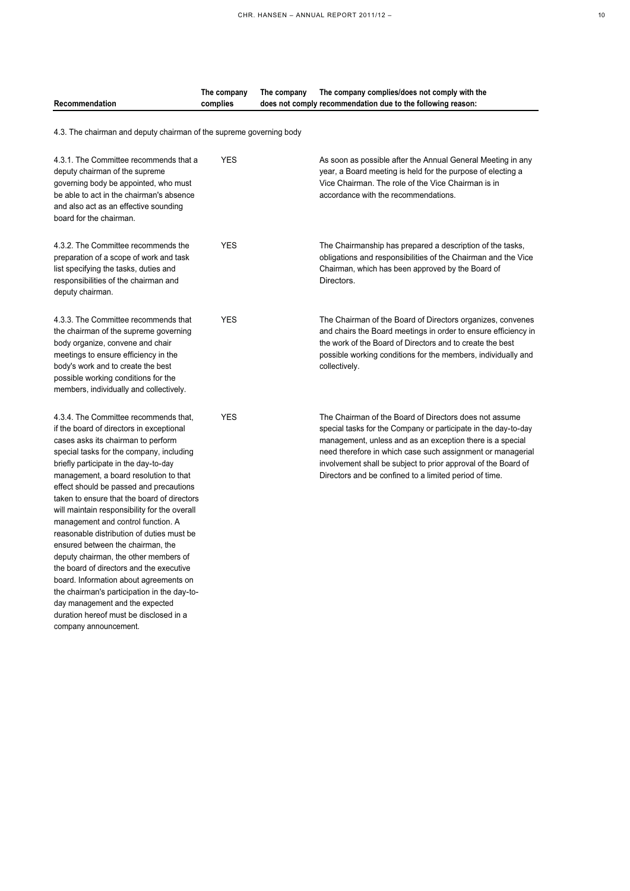| Recommendation | The company complies | The company does not comply | The company complies/does not comply with the recommendation due to the following reason: |
|---|---|---|---|
| **4.3. The chairman and deputy chairman of the supreme governing body** | | | |
| 4.3.1. The Committee recommends that a deputy chairman of the supreme governing body be appointed, who must be able to act in the chairman's absence and also act as an effective sounding board for the chairman. | YES | | As soon as possible after the Annual General Meeting in any year, a Board meeting is held for the purpose of electing a Vice Chairman. The role of the Vice Chairman is in accordance with the recommendations. |
| 4.3.2. The Committee recommends the preparation of a scope of work and task list specifying the tasks, duties and responsibilities of the chairman and deputy chairman. | YES | | The Chairmanship has prepared a description of the tasks, obligations and responsibilities of the Chairman and the Vice Chairman, which has been approved by the Board of Directors. |
| 4.3.3. The Committee recommends that the chairman of the supreme governing body organize, convene and chair meetings to ensure efficiency in the body's work and to create the best possible working conditions for the members, individually and collectively. | YES | | The Chairman of the Board of Directors organizes, convenes and chairs the Board meetings in order to ensure efficiency in the work of the Board of Directors and to create the best possible working conditions for the members, individually and collectively. |
| 4.3.4. The Committee recommends that, if the board of directors in exceptional cases asks its chairman to perform special tasks for the company, including briefly participate in the day-to-day management, a board resolution to that effect should be passed and precautions taken to ensure that the board of directors will maintain responsibility for the overall management and control function. A reasonable distribution of duties must be ensured between the chairman, the deputy chairman, the other members of the board of directors and the executive board. Information about agreements on the chairman's participation in the day-to-day management and the expected duration hereof must be disclosed in a company announcement. | YES | | The Chairman of the Board of Directors does not assume special tasks for the Company or participate in the day-to-day management, unless and as an exception there is a special need therefore in which case such assignment or managerial involvement shall be subject to prior approval of the Board of Directors and be confined to a limited period of time. |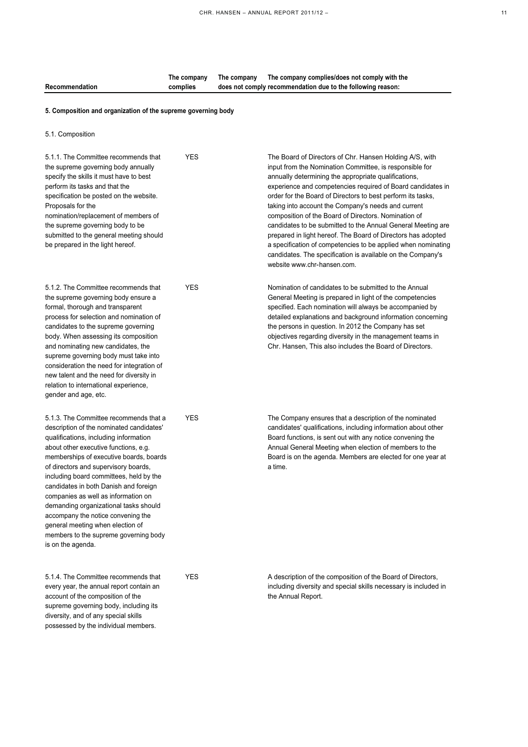| Recommendation | The company complies | The company does not comply | The company complies/does not comply with the recommendation due to the following reason: |
| --- | --- | --- | --- |
| **5. Composition and organization of the supreme governing body** | | | |
| 5.1. Composition | | | |
| 5.1.1. The Committee recommends that the supreme governing body annually specify the skills it must have to best perform its tasks and that the specification be posted on the website. Proposals for the nomination/replacement of members of the supreme governing body to be submitted to the general meeting should be prepared in the light hereof. | YES | | The Board of Directors of Chr. Hansen Holding A/S, with input from the Nomination Committee, is responsible for annually determining the appropriate qualifications, experience and competencies required of Board candidates in order for the Board of Directors to best perform its tasks, taking into account the Company's needs and current composition of the Board of Directors. Nomination of candidates to be submitted to the Annual General Meeting are prepared in light hereof. The Board of Directors has adopted a specification of competencies to be applied when nominating candidates. The specification is available on the Company's website www.chr-hansen.com. |
| 5.1.2. The Committee recommends that the supreme governing body ensure a formal, thorough and transparent process for selection and nomination of candidates to the supreme governing body. When assessing its composition and nominating new candidates, the supreme governing body must take into consideration the need for integration of new talent and the need for diversity in relation to international experience, gender and age, etc. | YES | | Nomination of candidates to be submitted to the Annual General Meeting is prepared in light of the competencies specified. Each nomination will always be accompanied by detailed explanations and background information concerning the persons in question. In 2012 the Company has set objectives regarding diversity in the management teams in Chr. Hansen, This also includes the Board of Directors. |
| 5.1.3. The Committee recommends that a description of the nominated candidates' qualifications, including information about other executive functions, e.g. memberships of executive boards, boards of directors and supervisory boards, including board committees, held by the candidates in both Danish and foreign companies as well as information on demanding organizational tasks should accompany the notice convening the general meeting when election of members to the supreme governing body is on the agenda. | YES | | The Company ensures that a description of the nominated candidates' qualifications, including information about other Board functions, is sent out with any notice convening the Annual General Meeting when election of members to the Board is on the agenda. Members are elected for one year at a time. |
| 5.1.4. The Committee recommends that every year, the annual report contain an account of the composition of the supreme governing body, including its diversity, and of any special skills possessed by the individual members. | YES | | A description of the composition of the Board of Directors, including diversity and special skills necessary is included in the Annual Report. |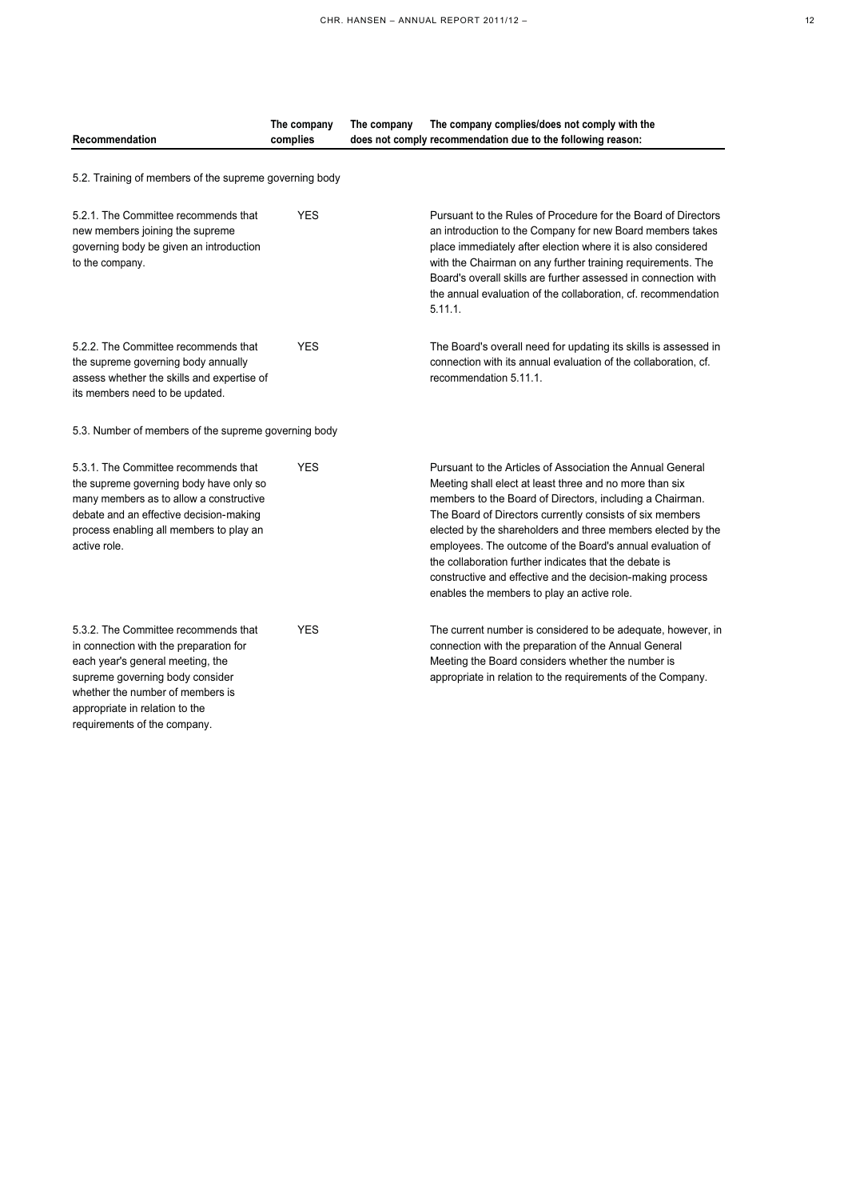| Recommendation | The company complies | The company does not comply | The company complies/does not comply with the recommendation due to the following reason: |
|---|---|---|---|
| 5.2. Training of members of the supreme governing body | | | |
| 5.2.1. The Committee recommends that new members joining the supreme governing body be given an introduction to the company. | YES | | Pursuant to the Rules of Procedure for the Board of Directors an introduction to the Company for new Board members takes place immediately after election where it is also considered with the Chairman on any further training requirements. The Board's overall skills are further assessed in connection with the annual evaluation of the collaboration, cf. recommendation 5.11.1. |
| 5.2.2. The Committee recommends that the supreme governing body annually assess whether the skills and expertise of its members need to be updated. | YES | | The Board's overall need for updating its skills is assessed in connection with its annual evaluation of the collaboration, cf. recommendation 5.11.1. |
| 5.3. Number of members of the supreme governing body | | | |
| 5.3.1. The Committee recommends that the supreme governing body have only so many members as to allow a constructive debate and an effective decision-making process enabling all members to play an active role. | YES | | Pursuant to the Articles of Association the Annual General Meeting shall elect at least three and no more than six members to the Board of Directors, including a Chairman. The Board of Directors currently consists of six members elected by the shareholders and three members elected by the employees. The outcome of the Board's annual evaluation of the collaboration further indicates that the debate is constructive and effective and the decision-making process enables the members to play an active role. |
| 5.3.2. The Committee recommends that in connection with the preparation for each year's general meeting, the supreme governing body consider whether the number of members is appropriate in relation to the requirements of the company. | YES | | The current number is considered to be adequate, however, in connection with the preparation of the Annual General Meeting the Board considers whether the number is appropriate in relation to the requirements of the Company. |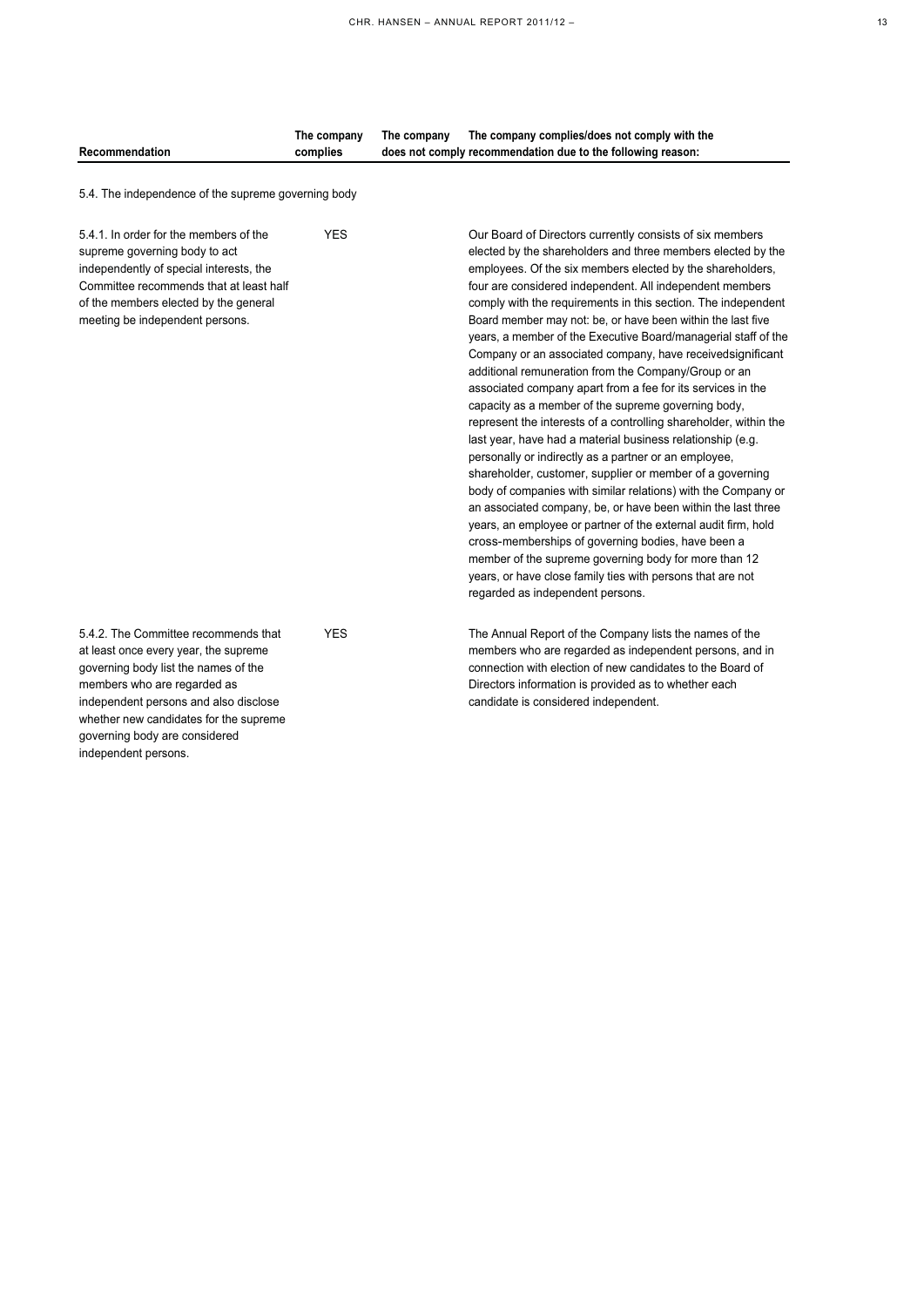| Recommendation | The company complies | The company does not comply | The company complies/does not comply with the recommendation due to the following reason: |
|---|---|---|---|
| 5.4. The independence of the supreme governing body | | | |
| 5.4.1. In order for the members of the supreme governing body to act independently of special interests, the Committee recommends that at least half of the members elected by the general meeting be independent persons. | YES | | Our Board of Directors currently consists of six members elected by the shareholders and three members elected by the employees. Of the six members elected by the shareholders, four are considered independent. All independent members comply with the requirements in this section. The independent Board member may not: be, or have been within the last five years, a member of the Executive Board/managerial staff of the Company or an associated company, have receivedsignificant additional remuneration from the Company/Group or an associated company apart from a fee for its services in the capacity as a member of the supreme governing body, represent the interests of a controlling shareholder, within the last year, have had a material business relationship (e.g. personally or indirectly as a partner or an employee, shareholder, customer, supplier or member of a governing body of companies with similar relations) with the Company or an associated company, be, or have been within the last three years, an employee or partner of the external audit firm, hold cross-memberships of governing bodies, have been a member of the supreme governing body for more than 12 years, or have close family ties with persons that are not regarded as independent persons. |
| 5.4.2. The Committee recommends that at least once every year, the supreme governing body list the names of the members who are regarded as independent persons and also disclose whether new candidates for the supreme governing body are considered independent persons. | YES | | The Annual Report of the Company lists the names of the members who are regarded as independent persons, and in connection with election of new candidates to the Board of Directors information is provided as to whether each candidate is considered independent. |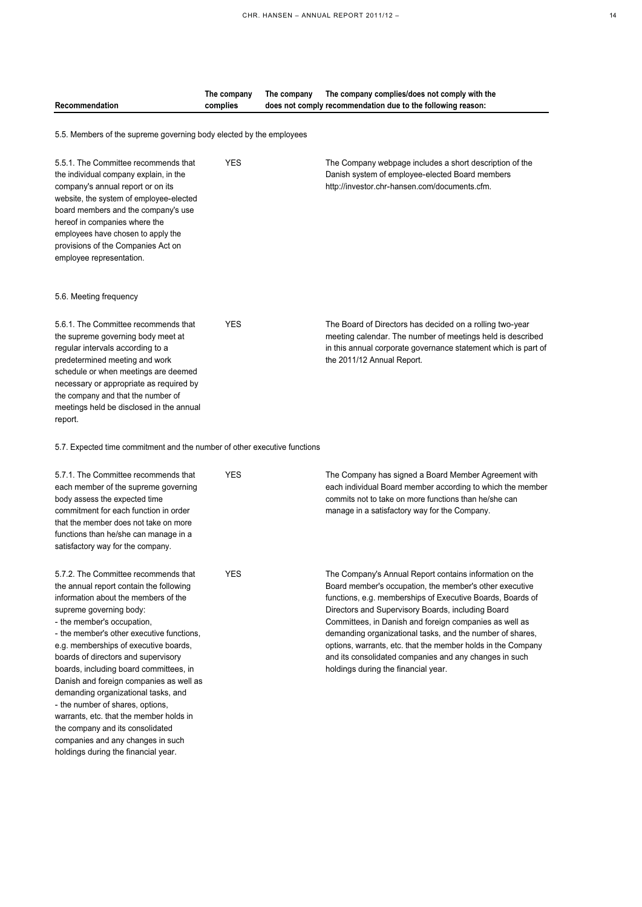| Recommendation | The company complies | The company does not comply | The company complies/does not comply with the recommendation due to the following reason: |
|---|---|---|---|
| 5.5. Members of the supreme governing body elected by the employees | | | |
| 5.5.1. The Committee recommends that the individual company explain, in the company's annual report or on its website, the system of employee-elected board members and the company's use hereof in companies where the employees have chosen to apply the provisions of the Companies Act on employee representation. | YES | | The Company webpage includes a short description of the Danish system of employee-elected Board members http://investor.chr-hansen.com/documents.cfm. |
| 5.6. Meeting frequency | | | |
| 5.6.1. The Committee recommends that the supreme governing body meet at regular intervals according to a predetermined meeting and work schedule or when meetings are deemed necessary or appropriate as required by the company and that the number of meetings held be disclosed in the annual report. | YES | | The Board of Directors has decided on a rolling two-year meeting calendar. The number of meetings held is described in this annual corporate governance statement which is part of the 2011/12 Annual Report. |
| 5.7. Expected time commitment and the number of other executive functions | | | |
| 5.7.1. The Committee recommends that each member of the supreme governing body assess the expected time commitment for each function in order that the member does not take on more functions than he/she can manage in a satisfactory way for the company. | YES | | The Company has signed a Board Member Agreement with each individual Board member according to which the member commits not to take on more functions than he/she can manage in a satisfactory way for the Company. |
| 5.7.2. The Committee recommends that the annual report contain the following information about the members of the supreme governing body: - the member's occupation, - the member's other executive functions, e.g. memberships of executive boards, boards of directors and supervisory boards, including board committees, in Danish and foreign companies as well as demanding organizational tasks, and - the number of shares, options, warrants, etc. that the member holds in the company and its consolidated companies and any changes in such holdings during the financial year. | YES | | The Company's Annual Report contains information on the Board member's occupation, the member's other executive functions, e.g. memberships of Executive Boards, Boards of Directors and Supervisory Boards, including Board Committees, in Danish and foreign companies as well as demanding organizational tasks, and the number of shares, options, warrants, etc. that the member holds in the Company and its consolidated companies and any changes in such holdings during the financial year. |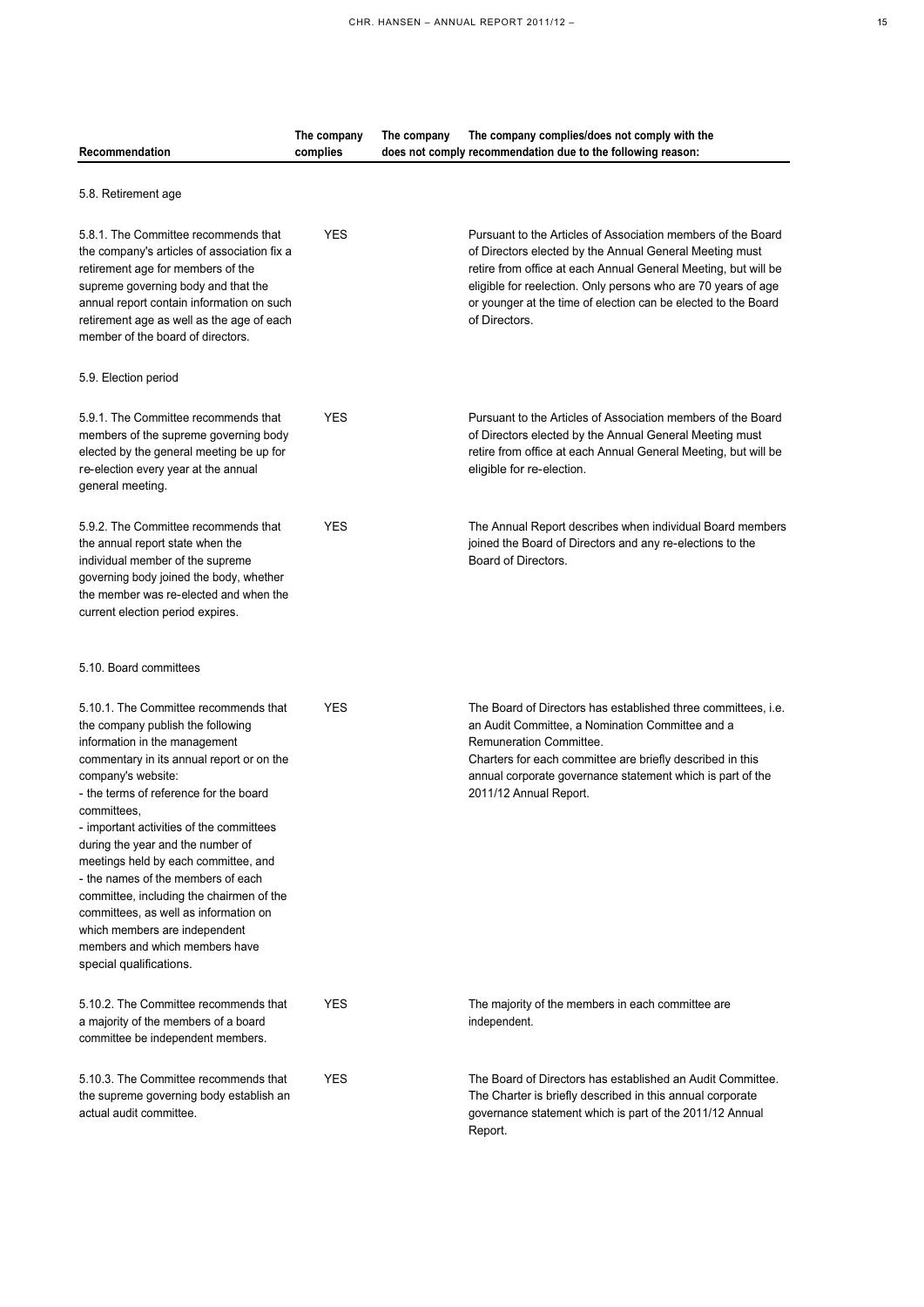| Recommendation | The company complies | The company does not comply | The company complies/does not comply with the recommendation due to the following reason: |
|---|---|---|---|
| **5.8. Retirement age** | | | |
| 5.8.1. The Committee recommends that the company's articles of association fix a retirement age for members of the supreme governing body and that the annual report contain information on such retirement age as well as the age of each member of the board of directors. | YES | | Pursuant to the Articles of Association members of the Board of Directors elected by the Annual General Meeting must retire from office at each Annual General Meeting, but will be eligible for reelection. Only persons who are 70 years of age or younger at the time of election can be elected to the Board of Directors. |
| **5.9. Election period** | | | |
| 5.9.1. The Committee recommends that members of the supreme governing body elected by the general meeting be up for re-election every year at the annual general meeting. | YES | | Pursuant to the Articles of Association members of the Board of Directors elected by the Annual General Meeting must retire from office at each Annual General Meeting, but will be eligible for re-election. |
| 5.9.2. The Committee recommends that the annual report state when the individual member of the supreme governing body joined the body, whether the member was re-elected and when the current election period expires. | YES | | The Annual Report describes when individual Board members joined the Board of Directors and any re-elections to the Board of Directors. |
| **5.10. Board committees** | | | |
| 5.10.1. The Committee recommends that the company publish the following information in the management commentary in its annual report or on the company's website:<br>- the terms of reference for the board committees,<br>- important activities of the committees during the year and the number of meetings held by each committee, and<br>- the names of the members of each committee, including the chairmen of the committees, as well as information on which members are independent members and which members have special qualifications. | YES | | The Board of Directors has established three committees, i.e. an Audit Committee, a Nomination Committee and a Remuneration Committee.<br>Charters for each committee are briefly described in this annual corporate governance statement which is part of the 2011/12 Annual Report. |
| 5.10.2. The Committee recommends that a majority of the members of a board committee be independent members. | YES | | The majority of the members in each committee are independent. |
| 5.10.3. The Committee recommends that the supreme governing body establish an actual audit committee. | YES | | The Board of Directors has established an Audit Committee. The Charter is briefly described in this annual corporate governance statement which is part of the 2011/12 Annual Report. |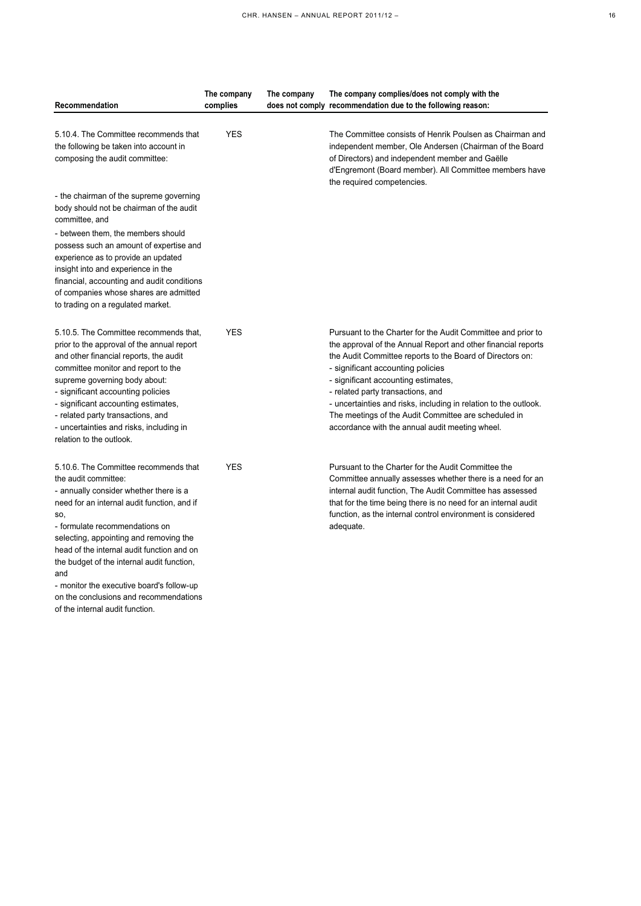| Recommendation | The company complies | The company does not comply | The company complies/does not comply with the recommendation due to the following reason: |
|---|---|---|---|
| 5.10.4. The Committee recommends that the following be taken into account in composing the audit committee:<br><br>- the chairman of the supreme governing body should not be chairman of the audit committee, and<br>- between them, the members should possess such an amount of expertise and experience as to provide an updated insight into and experience in the financial, accounting and audit conditions of companies whose shares are admitted to trading on a regulated market. | YES | | The Committee consists of Henrik Poulsen as Chairman and independent member, Ole Andersen (Chairman of the Board of Directors) and independent member and Gaëlle d'Engremont (Board member). All Committee members have the required competencies. |
| 5.10.5. The Committee recommends that, prior to the approval of the annual report and other financial reports, the audit committee monitor and report to the supreme governing body about:<br>- significant accounting policies<br>- significant accounting estimates,<br>- related party transactions, and<br>- uncertainties and risks, including in relation to the outlook. | YES | | Pursuant to the Charter for the Audit Committee and prior to the approval of the Annual Report and other financial reports the Audit Committee reports to the Board of Directors on:<br>- significant accounting policies<br>- significant accounting estimates,<br>- related party transactions, and<br>- uncertainties and risks, including in relation to the outlook.<br>The meetings of the Audit Committee are scheduled in accordance with the annual audit meeting wheel. |
| 5.10.6. The Committee recommends that the audit committee:<br>- annually consider whether there is a need for an internal audit function, and if so,<br>- formulate recommendations on selecting, appointing and removing the head of the internal audit function and on the budget of the internal audit function, and<br>- monitor the executive board's follow-up on the conclusions and recommendations of the internal audit function. | YES | | Pursuant to the Charter for the Audit Committee the Committee annually assesses whether there is a need for an internal audit function, The Audit Committee has assessed that for the time being there is no need for an internal audit function, as the internal control environment is considered adequate. |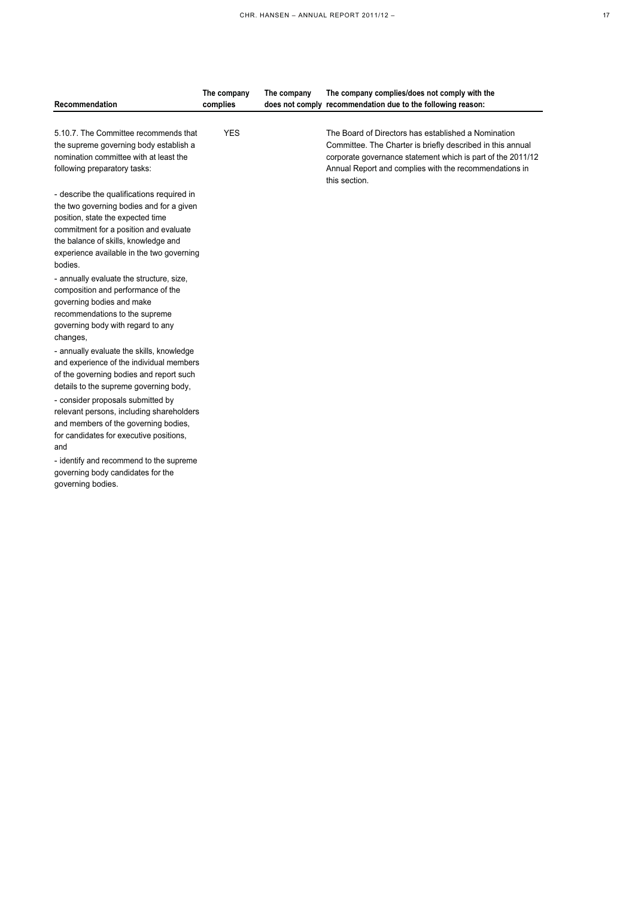| Recommendation | The company complies | The company does not comply | The company complies/does not comply with the recommendation due to the following reason: |
|---|---|---|---|
| 5.10.7. The Committee recommends that the supreme governing body establish a nomination committee with at least the following preparatory tasks:<br><br>- describe the qualifications required in the two governing bodies and for a given position, state the expected time commitment for a position and evaluate the balance of skills, knowledge and experience available in the two governing bodies.<br>- annually evaluate the structure, size, composition and performance of the governing bodies and make recommendations to the supreme governing body with regard to any changes,<br>- annually evaluate the skills, knowledge and experience of the individual members of the governing bodies and report such details to the supreme governing body,<br>- consider proposals submitted by relevant persons, including shareholders and members of the governing bodies, for candidates for executive positions, and<br>- identify and recommend to the supreme governing body candidates for the governing bodies. | YES | | The Board of Directors has established a Nomination Committee. The Charter is briefly described in this annual corporate governance statement which is part of the 2011/12 Annual Report and complies with the recommendations in this section. |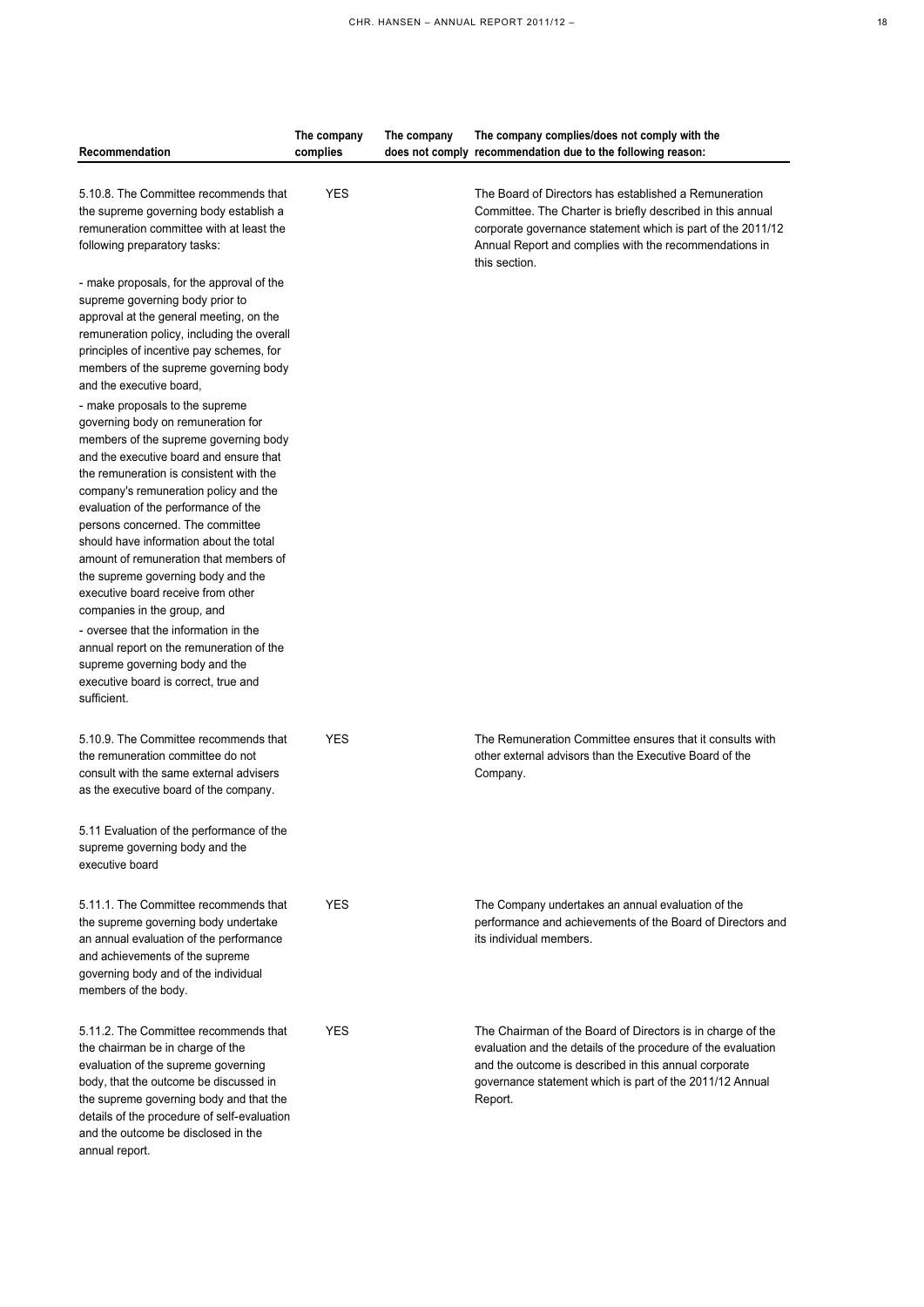| Recommendation | The company complies | The company does not comply | The company complies/does not comply with the recommendation due to the following reason: |
|---|---|---|---|
| 5.10.8. The Committee recommends that the supreme governing body establish a remuneration committee with at least the following preparatory tasks:<br><br>- make proposals, for the approval of the supreme governing body prior to approval at the general meeting, on the remuneration policy, including the overall principles of incentive pay schemes, for members of the supreme governing body and the executive board,<br><br>- make proposals to the supreme governing body on remuneration for members of the supreme governing body and the executive board and ensure that the remuneration is consistent with the company's remuneration policy and the evaluation of the performance of the persons concerned. The committee should have information about the total amount of remuneration that members of the supreme governing body and the executive board receive from other companies in the group, and<br><br>- oversee that the information in the annual report on the remuneration of the supreme governing body and the executive board is correct, true and sufficient. | YES | | The Board of Directors has established a Remuneration Committee. The Charter is briefly described in this annual corporate governance statement which is part of the 2011/12 Annual Report and complies with the recommendations in this section. |
| 5.10.9. The Committee recommends that the remuneration committee do not consult with the same external advisers as the executive board of the company. | YES | | The Remuneration Committee ensures that it consults with other external advisors than the Executive Board of the Company. |
| 5.11 Evaluation of the performance of the supreme governing body and the executive board | | | |
| 5.11.1. The Committee recommends that the supreme governing body undertake an annual evaluation of the performance and achievements of the supreme governing body and of the individual members of the body. | YES | | The Company undertakes an annual evaluation of the performance and achievements of the Board of Directors and its individual members. |
| 5.11.2. The Committee recommends that the chairman be in charge of the evaluation of the supreme governing body, that the outcome be discussed in the supreme governing body and that the details of the procedure of self-evaluation and the outcome be disclosed in the annual report. | YES | | The Chairman of the Board of Directors is in charge of the evaluation and the details of the procedure of the evaluation and the outcome is described in this annual corporate governance statement which is part of the 2011/12 Annual Report. |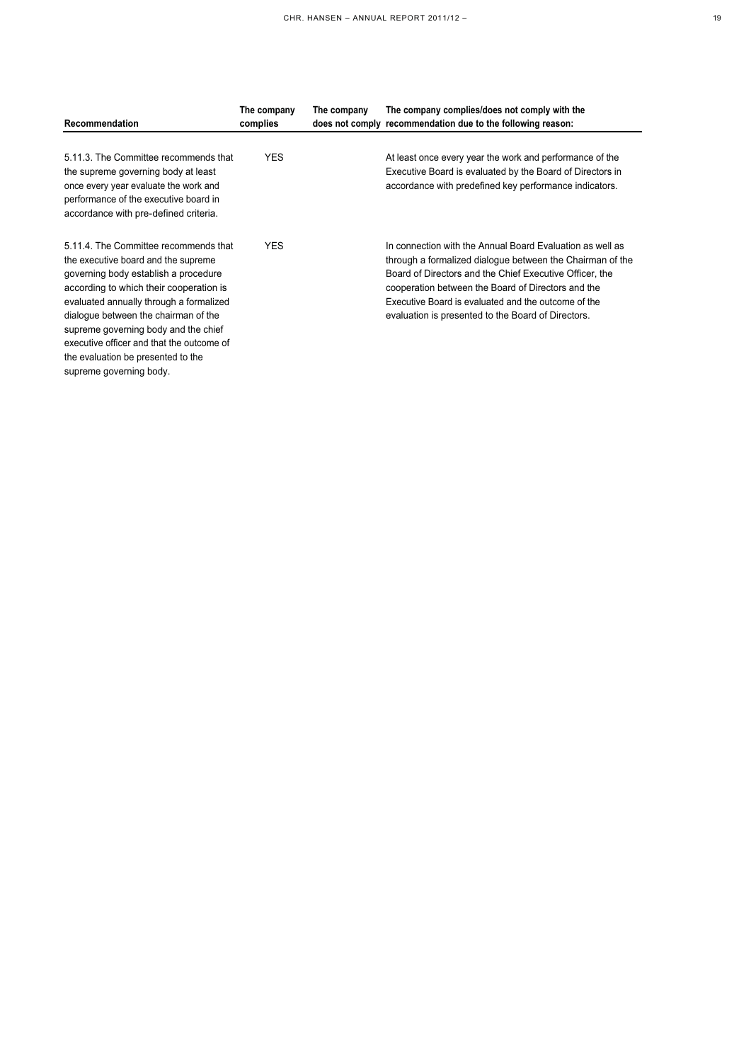| Recommendation | The company complies | The company does not comply | The company complies/does not comply with the recommendation due to the following reason: |
|---|---|---|---|
| 5.11.3. The Committee recommends that the supreme governing body at least once every year evaluate the work and performance of the executive board in accordance with pre-defined criteria. | YES | | At least once every year the work and performance of the Executive Board is evaluated by the Board of Directors in accordance with predefined key performance indicators. |
| 5.11.4. The Committee recommends that the executive board and the supreme governing body establish a procedure according to which their cooperation is evaluated annually through a formalized dialogue between the chairman of the supreme governing body and the chief executive officer and that the outcome of the evaluation be presented to the supreme governing body. | YES | | In connection with the Annual Board Evaluation as well as through a formalized dialogue between the Chairman of the Board of Directors and the Chief Executive Officer, the cooperation between the Board of Directors and the Executive Board is evaluated and the outcome of the evaluation is presented to the Board of Directors. |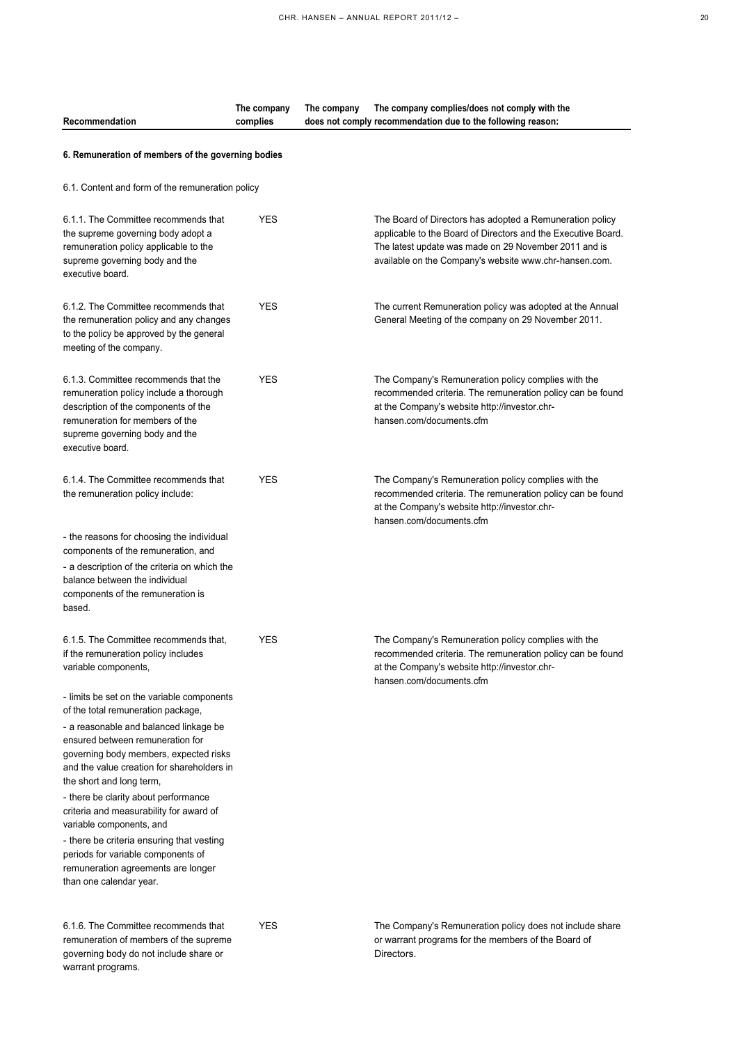| Recommendation | The company complies | The company does not comply | The company complies/does not comply with the recommendation due to the following reason: |
|---|---|---|---|
| **6. Remuneration of members of the governing bodies** | | | |
| 6.1. Content and form of the remuneration policy | | | |
| 6.1.1. The Committee recommends that the supreme governing body adopt a remuneration policy applicable to the supreme governing body and the executive board. | YES | | The Board of Directors has adopted a Remuneration policy applicable to the Board of Directors and the Executive Board. The latest update was made on 29 November 2011 and is available on the Company's website www.chr-hansen.com. |
| 6.1.2. The Committee recommends that the remuneration policy and any changes to the policy be approved by the general meeting of the company. | YES | | The current Remuneration policy was adopted at the Annual General Meeting of the company on 29 November 2011. |
| 6.1.3. Committee recommends that the remuneration policy include a thorough description of the components of the remuneration for members of the supreme governing body and the executive board. | YES | | The Company's Remuneration policy complies with the recommended criteria. The remuneration policy can be found at the Company's website http://investor.chr-hansen.com/documents.cfm |
| 6.1.4. The Committee recommends that the remuneration policy include:<br>- the reasons for choosing the individual components of the remuneration, and<br>- a description of the criteria on which the balance between the individual components of the remuneration is based. | YES | | The Company's Remuneration policy complies with the recommended criteria. The remuneration policy can be found at the Company's website http://investor.chr-hansen.com/documents.cfm |
| 6.1.5. The Committee recommends that, if the remuneration policy includes variable components,<br>- limits be set on the variable components of the total remuneration package,<br>- a reasonable and balanced linkage be ensured between remuneration for governing body members, expected risks and the value creation for shareholders in the short and long term,<br>- there be clarity about performance criteria and measurability for award of variable components, and<br>- there be criteria ensuring that vesting periods for variable components of remuneration agreements are longer than one calendar year. | YES | | The Company's Remuneration policy complies with the recommended criteria. The remuneration policy can be found at the Company's website http://investor.chr-hansen.com/documents.cfm |
| 6.1.6. The Committee recommends that remuneration of members of the supreme governing body do not include share or warrant programs. | YES | | The Company's Remuneration policy does not include share or warrant programs for the members of the Board of Directors. |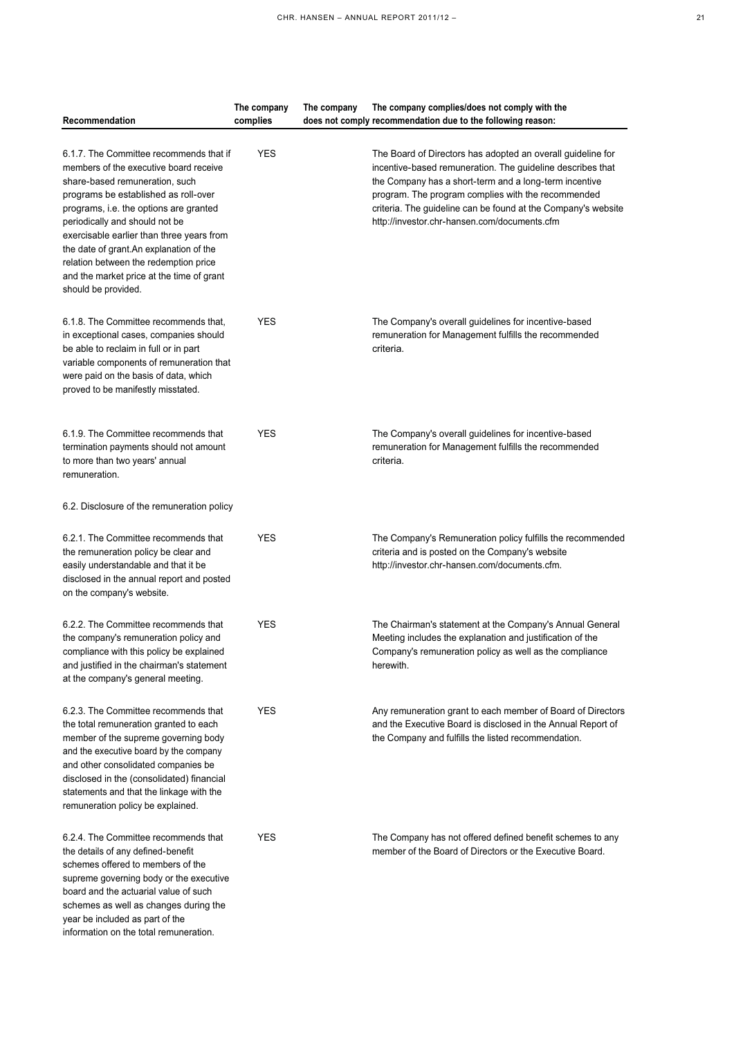| Recommendation | The company complies | The company does not comply | The company complies/does not comply with the recommendation due to the following reason: |
|---|---|---|---|
| 6.1.7. The Committee recommends that if members of the executive board receive share-based remuneration, such programs be established as roll-over programs, i.e. the options are granted periodically and should not be exercisable earlier than three years from the date of grant.An explanation of the relation between the redemption price and the market price at the time of grant should be provided. | YES | | The Board of Directors has adopted an overall guideline for incentive-based remuneration. The guideline describes that the Company has a short-term and a long-term incentive program. The program complies with the recommended criteria. The guideline can be found at the Company's website http://investor.chr-hansen.com/documents.cfm |
| 6.1.8. The Committee recommends that, in exceptional cases, companies should be able to reclaim in full or in part variable components of remuneration that were paid on the basis of data, which proved to be manifestly misstated. | YES | | The Company's overall guidelines for incentive-based remuneration for Management fulfills the recommended criteria. |
| 6.1.9. The Committee recommends that termination payments should not amount to more than two years' annual remuneration. | YES | | The Company's overall guidelines for incentive-based remuneration for Management fulfills the recommended criteria. |
| 6.2. Disclosure of the remuneration policy | | | |
| 6.2.1. The Committee recommends that the remuneration policy be clear and easily understandable and that it be disclosed in the annual report and posted on the company's website. | YES | | The Company's Remuneration policy fulfills the recommended criteria and is posted on the Company's website http://investor.chr-hansen.com/documents.cfm. |
| 6.2.2. The Committee recommends that the company's remuneration policy and compliance with this policy be explained and justified in the chairman's statement at the company's general meeting. | YES | | The Chairman's statement at the Company's Annual General Meeting includes the explanation and justification of the Company's remuneration policy as well as the compliance herewith. |
| 6.2.3. The Committee recommends that the total remuneration granted to each member of the supreme governing body and the executive board by the company and other consolidated companies be disclosed in the (consolidated) financial statements and that the linkage with the remuneration policy be explained. | YES | | Any remuneration grant to each member of Board of Directors and the Executive Board is disclosed in the Annual Report of the Company and fulfills the listed recommendation. |
| 6.2.4. The Committee recommends that the details of any defined-benefit schemes offered to members of the supreme governing body or the executive board and the actuarial value of such schemes as well as changes during the year be included as part of the information on the total remuneration. | YES | | The Company has not offered defined benefit schemes to any member of the Board of Directors or the Executive Board. |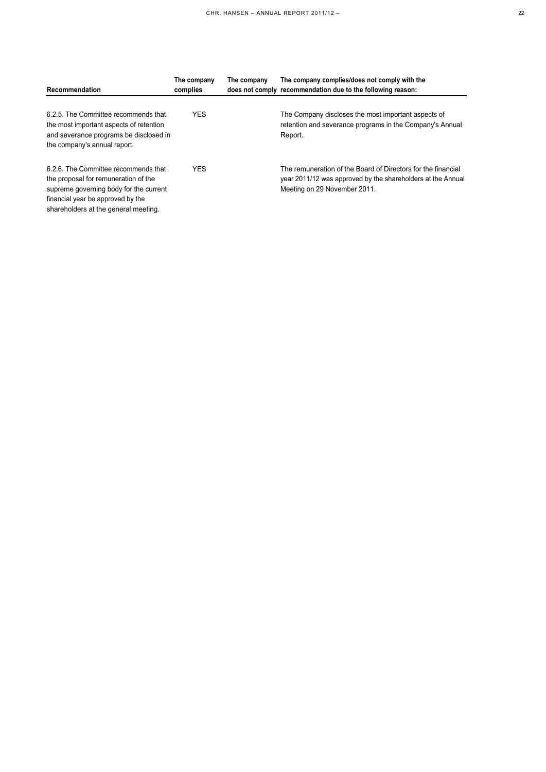| Recommendation | The company complies | The company does not comply | The company complies/does not comply with the recommendation due to the following reason: |
|---|---|---|---|
| 6.2.5. The Committee recommends that the most important aspects of retention and severance programs be disclosed in the company's annual report. | YES | | The Company discloses the most important aspects of retention and severance programs in the Company's Annual Report. |
| 6.2.6. The Committee recommends that the proposal for remuneration of the supreme governing body for the current financial year be approved by the shareholders at the general meeting. | YES | | The remuneration of the Board of Directors for the financial year 2011/12 was approved by the shareholders at the Annual Meeting on 29 November 2011. |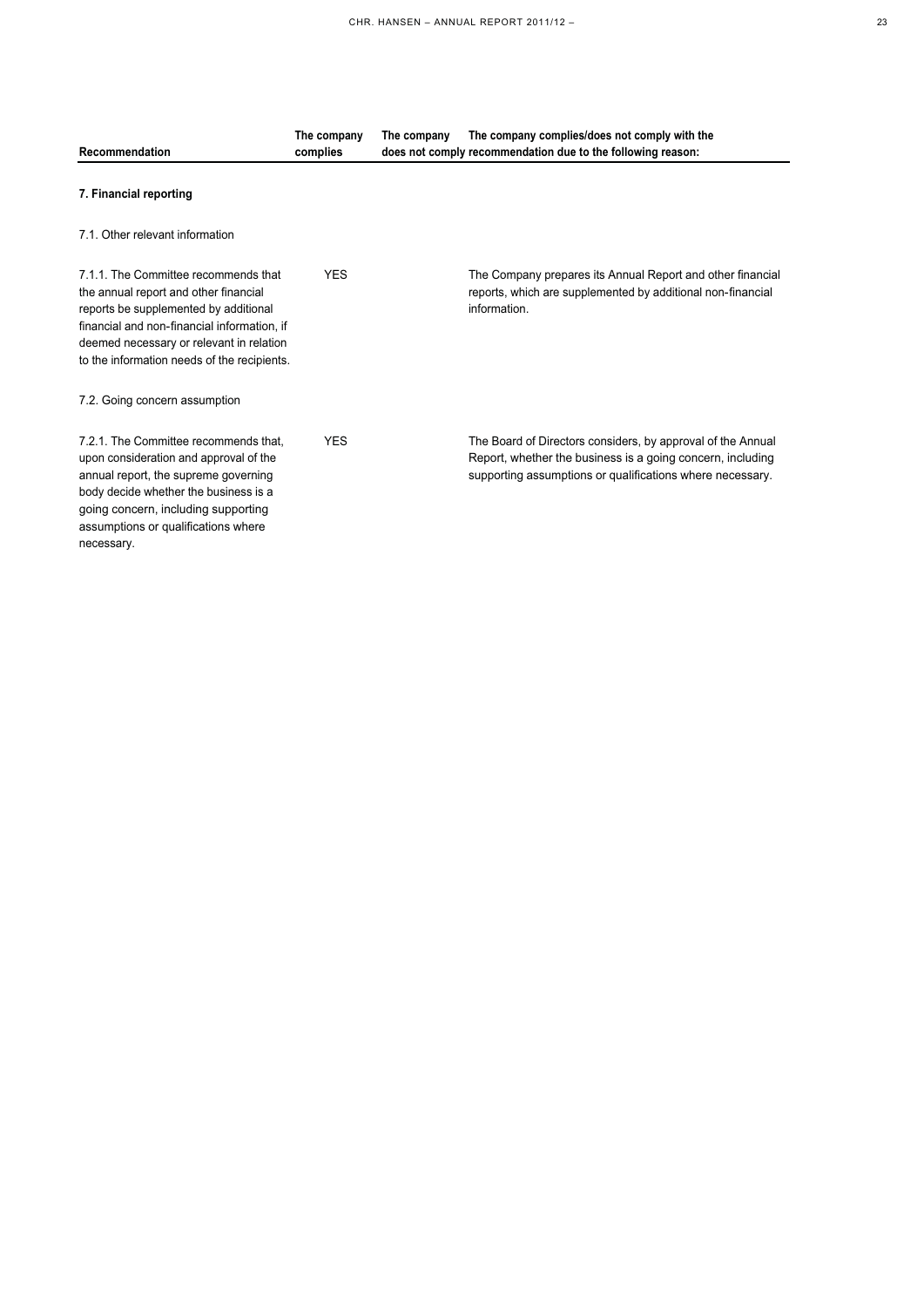| Recommendation | The company complies | The company does not comply | The company complies/does not comply with the recommendation due to the following reason: |
|---|---|---|---|
| **7. Financial reporting** | | | |
| 7.1. Other relevant information | | | |
| 7.1.1. The Committee recommends that the annual report and other financial reports be supplemented by additional financial and non-financial information, if deemed necessary or relevant in relation to the information needs of the recipients. | YES | | The Company prepares its Annual Report and other financial reports, which are supplemented by additional non-financial information. |
| 7.2. Going concern assumption | | | |
| 7.2.1. The Committee recommends that, upon consideration and approval of the annual report, the supreme governing body decide whether the business is a going concern, including supporting assumptions or qualifications where necessary. | YES | | The Board of Directors considers, by approval of the Annual Report, whether the business is a going concern, including supporting assumptions or qualifications where necessary. |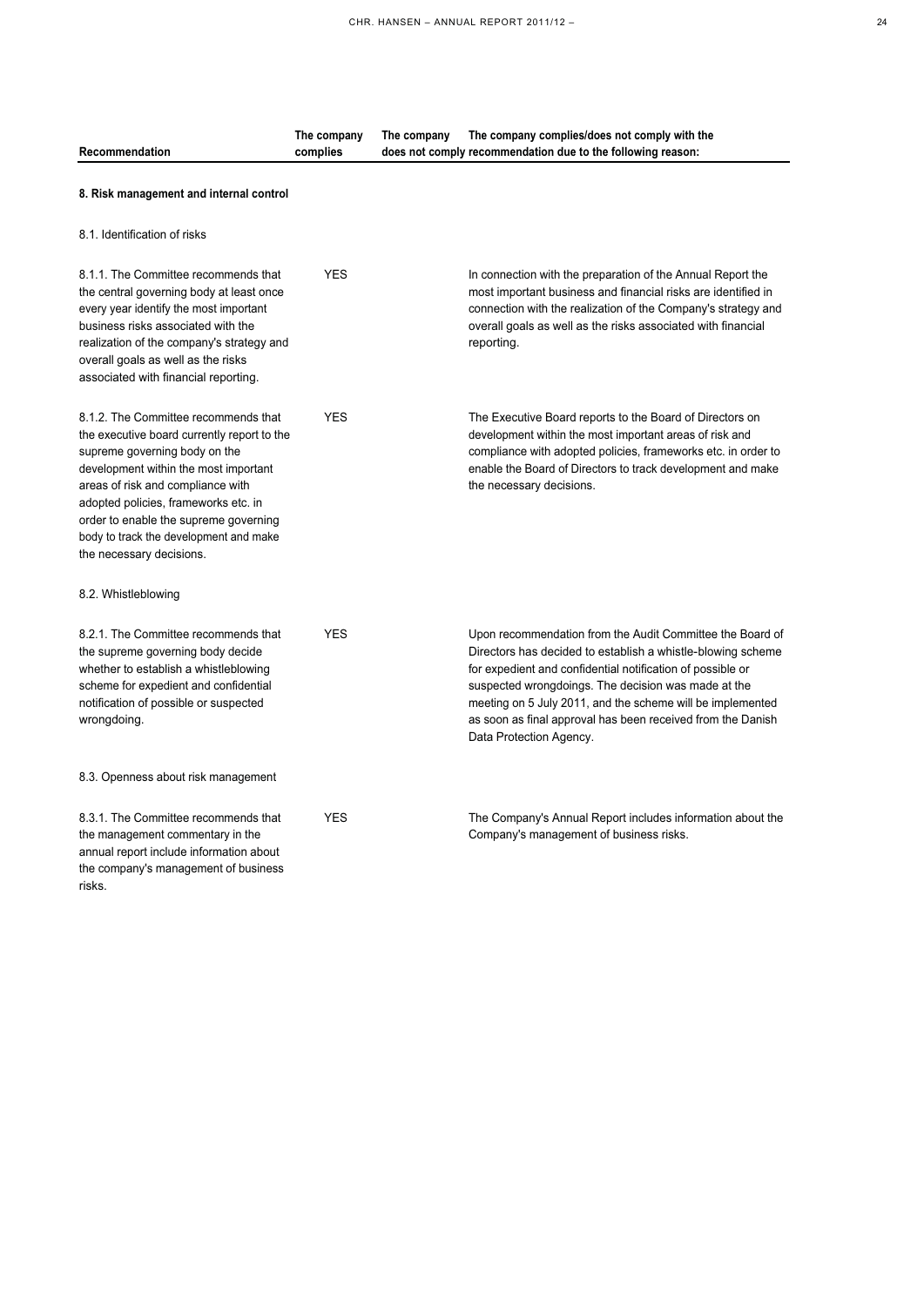| Recommendation | The company complies | The company does not comply | The company complies/does not comply with the recommendation due to the following reason: |
|---|---|---|---|
| **8. Risk management and internal control** | | | |
| 8.1. Identification of risks | | | |
| 8.1.1. The Committee recommends that the central governing body at least once every year identify the most important business risks associated with the realization of the company's strategy and overall goals as well as the risks associated with financial reporting. | YES | | In connection with the preparation of the Annual Report the most important business and financial risks are identified in connection with the realization of the Company's strategy and overall goals as well as the risks associated with financial reporting. |
| 8.1.2. The Committee recommends that the executive board currently report to the supreme governing body on the development within the most important areas of risk and compliance with adopted policies, frameworks etc. in order to enable the supreme governing body to track the development and make the necessary decisions. | YES | | The Executive Board reports to the Board of Directors on development within the most important areas of risk and compliance with adopted policies, frameworks etc. in order to enable the Board of Directors to track development and make the necessary decisions. |
| 8.2. Whistleblowing | | | |
| 8.2.1. The Committee recommends that the supreme governing body decide whether to establish a whistleblowing scheme for expedient and confidential notification of possible or suspected wrongdoing. | YES | | Upon recommendation from the Audit Committee the Board of Directors has decided to establish a whistle-blowing scheme for expedient and confidential notification of possible or suspected wrongdoings. The decision was made at the meeting on 5 July 2011, and the scheme will be implemented as soon as final approval has been received from the Danish Data Protection Agency. |
| 8.3. Openness about risk management | | | |
| 8.3.1. The Committee recommends that the management commentary in the annual report include information about the company's management of business risks. | YES | | The Company's Annual Report includes information about the Company's management of business risks. |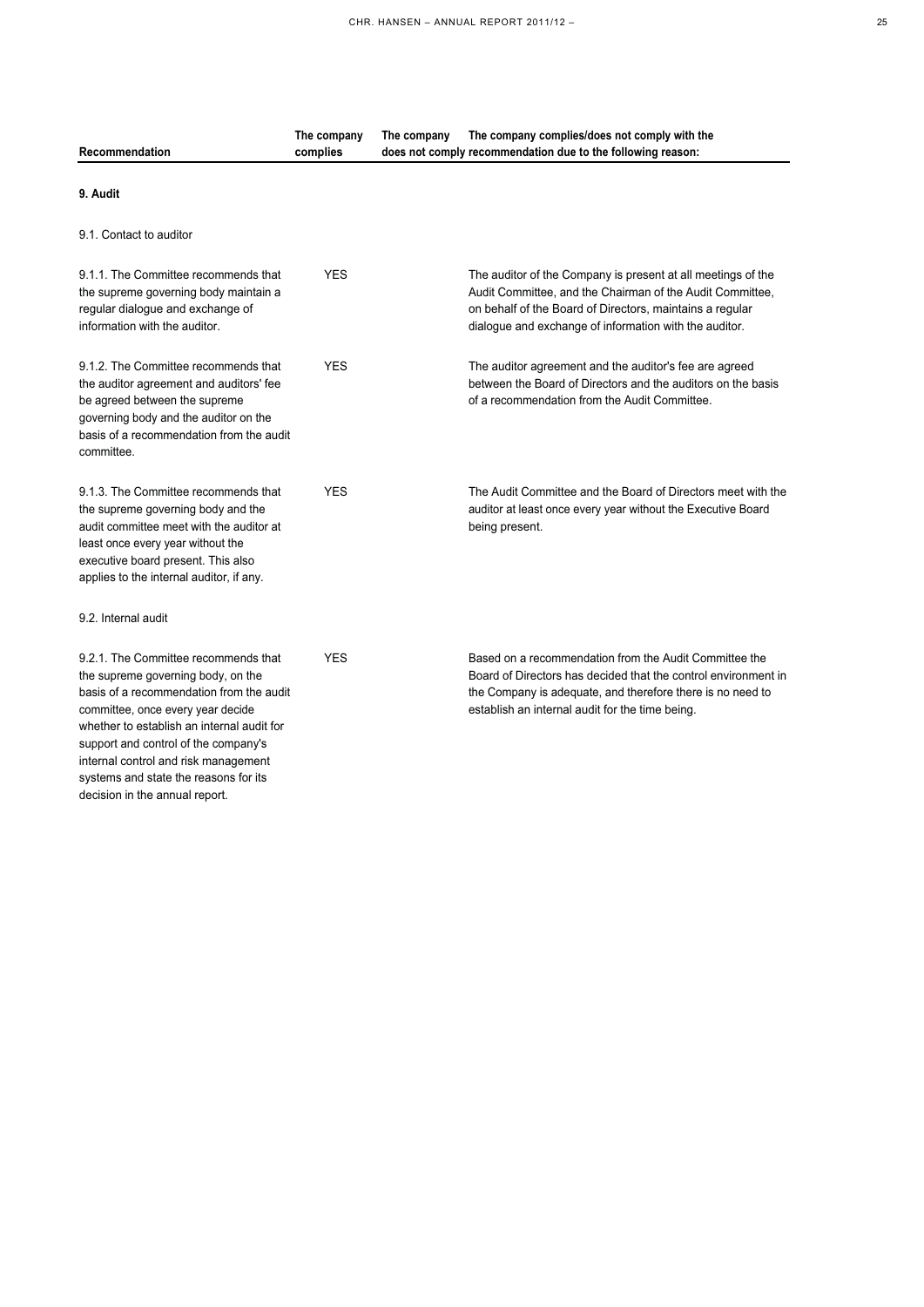| Recommendation | The company complies | The company does not comply | The company complies/does not comply with the recommendation due to the following reason: |
|---|---|---|---|
| **9. Audit** | | | |
| 9.1. Contact to auditor | | | |
| 9.1.1. The Committee recommends that the supreme governing body maintain a regular dialogue and exchange of information with the auditor. | YES | | The auditor of the Company is present at all meetings of the Audit Committee, and the Chairman of the Audit Committee, on behalf of the Board of Directors, maintains a regular dialogue and exchange of information with the auditor. |
| 9.1.2. The Committee recommends that the auditor agreement and auditors' fee be agreed between the supreme governing body and the auditor on the basis of a recommendation from the audit committee. | YES | | The auditor agreement and the auditor's fee are agreed between the Board of Directors and the auditors on the basis of a recommendation from the Audit Committee. |
| 9.1.3. The Committee recommends that the supreme governing body and the audit committee meet with the auditor at least once every year without the executive board present. This also applies to the internal auditor, if any. | YES | | The Audit Committee and the Board of Directors meet with the auditor at least once every year without the Executive Board being present. |
| 9.2. Internal audit | | | |
| 9.2.1. The Committee recommends that the supreme governing body, on the basis of a recommendation from the audit committee, once every year decide whether to establish an internal audit for support and control of the company's internal control and risk management systems and state the reasons for its decision in the annual report. | YES | | Based on a recommendation from the Audit Committee the Board of Directors has decided that the control environment in the Company is adequate, and therefore there is no need to establish an internal audit for the time being. |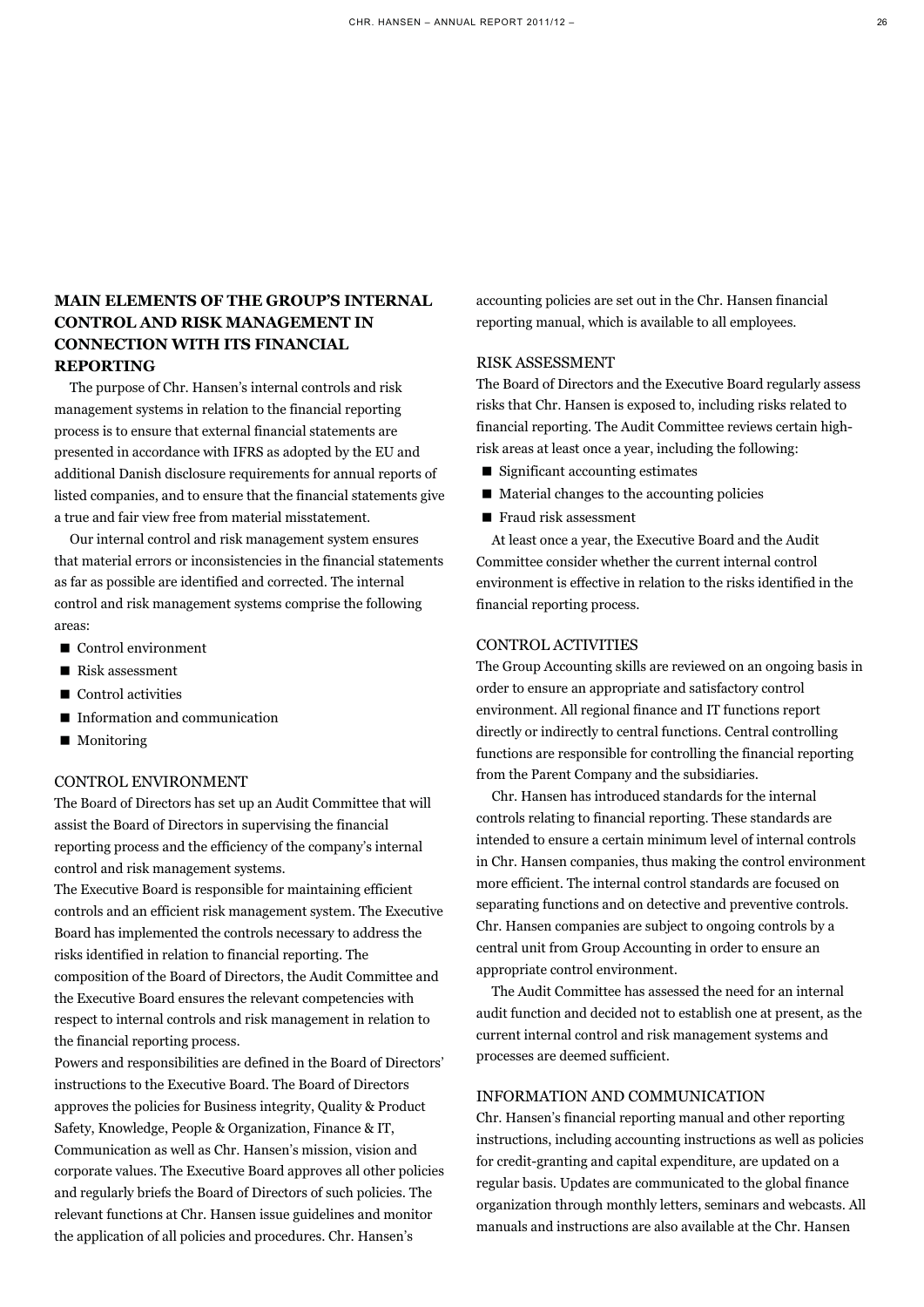## MAIN ELEMENTS OF THE GROUP'S INTERNAL CONTROL AND RISK MANAGEMENT IN CONNECTION WITH ITS FINANCIAL REPORTING

The purpose of Chr. Hansen's internal controls and risk management systems in relation to the financial reporting process is to ensure that external financial statements are presented in accordance with IFRS as adopted by the EU and additional Danish disclosure requirements for annual reports of listed companies, and to ensure that the financial statements give a true and fair view free from material misstatement.

Our internal control and risk management system ensures that material errors or inconsistencies in the financial statements as far as possible are identified and corrected. The internal control and risk management systems comprise the following areas:

- Control environment
- Risk assessment
- Control activities
- Information and communication
- Monitoring

### CONTROL ENVIRONMENT

The Board of Directors has set up an Audit Committee that will assist the Board of Directors in supervising the financial reporting process and the efficiency of the company's internal control and risk management systems.

The Executive Board is responsible for maintaining efficient controls and an efficient risk management system. The Executive Board has implemented the controls necessary to address the risks identified in relation to financial reporting. The composition of the Board of Directors, the Audit Committee and the Executive Board ensures the relevant competencies with respect to internal controls and risk management in relation to the financial reporting process.

Powers and responsibilities are defined in the Board of Directors' instructions to the Executive Board. The Board of Directors approves the policies for Business integrity, Quality & Product Safety, Knowledge, People & Organization, Finance & IT, Communication as well as Chr. Hansen's mission, vision and corporate values. The Executive Board approves all other policies and regularly briefs the Board of Directors of such policies. The relevant functions at Chr. Hansen issue guidelines and monitor the application of all policies and procedures. Chr. Hansen's accounting policies are set out in the Chr. Hansen financial reporting manual, which is available to all employees.

### RISK ASSESSMENT

The Board of Directors and the Executive Board regularly assess risks that Chr. Hansen is exposed to, including risks related to financial reporting. The Audit Committee reviews certain high-risk areas at least once a year, including the following:

- Significant accounting estimates
- Material changes to the accounting policies
- Fraud risk assessment

At least once a year, the Executive Board and the Audit Committee consider whether the current internal control environment is effective in relation to the risks identified in the financial reporting process.

### CONTROL ACTIVITIES

The Group Accounting skills are reviewed on an ongoing basis in order to ensure an appropriate and satisfactory control environment. All regional finance and IT functions report directly or indirectly to central functions. Central controlling functions are responsible for controlling the financial reporting from the Parent Company and the subsidiaries.

Chr. Hansen has introduced standards for the internal controls relating to financial reporting. These standards are intended to ensure a certain minimum level of internal controls in Chr. Hansen companies, thus making the control environment more efficient. The internal control standards are focused on separating functions and on detective and preventive controls. Chr. Hansen companies are subject to ongoing controls by a central unit from Group Accounting in order to ensure an appropriate control environment.

The Audit Committee has assessed the need for an internal audit function and decided not to establish one at present, as the current internal control and risk management systems and processes are deemed sufficient.

### INFORMATION AND COMMUNICATION

Chr. Hansen's financial reporting manual and other reporting instructions, including accounting instructions as well as policies for credit-granting and capital expenditure, are updated on a regular basis. Updates are communicated to the global finance organization through monthly letters, seminars and webcasts. All manuals and instructions are also available at the Chr. Hansen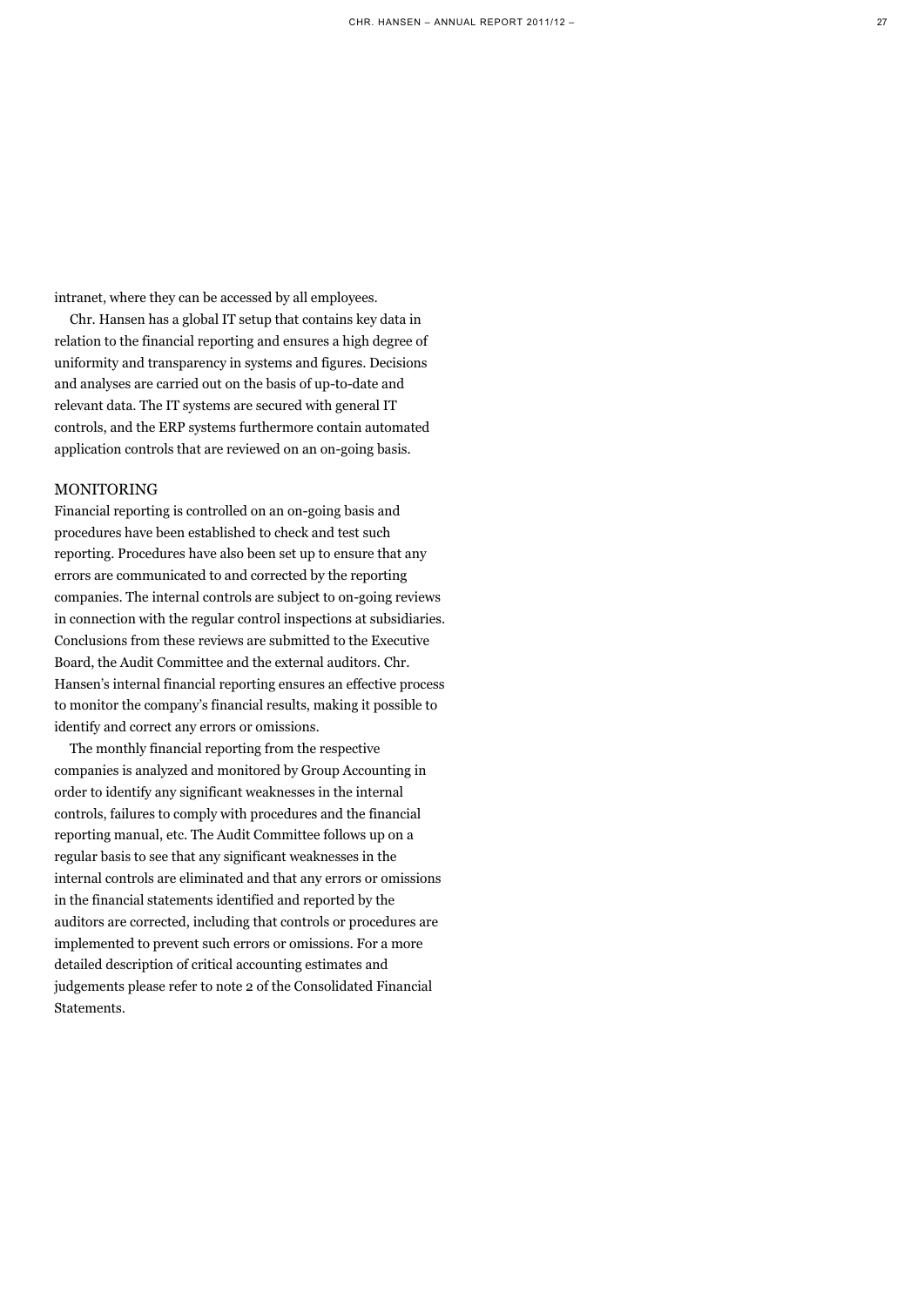intranet, where they can be accessed by all employees.

Chr. Hansen has a global IT setup that contains key data in relation to the financial reporting and ensures a high degree of uniformity and transparency in systems and figures. Decisions and analyses are carried out on the basis of up-to-date and relevant data. The IT systems are secured with general IT controls, and the ERP systems furthermore contain automated application controls that are reviewed on an on-going basis.

## MONITORING

Financial reporting is controlled on an on-going basis and procedures have been established to check and test such reporting. Procedures have also been set up to ensure that any errors are communicated to and corrected by the reporting companies. The internal controls are subject to on-going reviews in connection with the regular control inspections at subsidiaries. Conclusions from these reviews are submitted to the Executive Board, the Audit Committee and the external auditors. Chr. Hansen's internal financial reporting ensures an effective process to monitor the company's financial results, making it possible to identify and correct any errors or omissions.

The monthly financial reporting from the respective companies is analyzed and monitored by Group Accounting in order to identify any significant weaknesses in the internal controls, failures to comply with procedures and the financial reporting manual, etc. The Audit Committee follows up on a regular basis to see that any significant weaknesses in the internal controls are eliminated and that any errors or omissions in the financial statements identified and reported by the auditors are corrected, including that controls or procedures are implemented to prevent such errors or omissions. For a more detailed description of critical accounting estimates and judgements please refer to note 2 of the Consolidated Financial Statements.